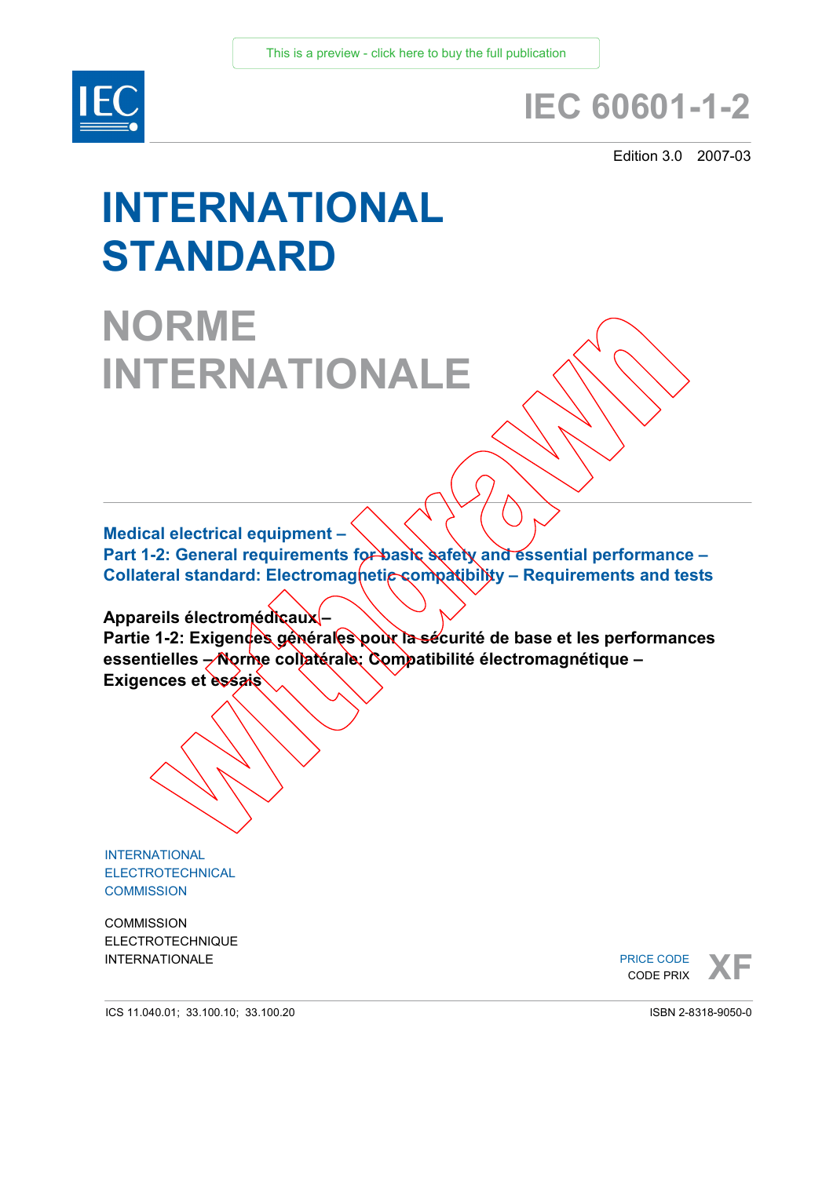This is a preview - click here to buy the full publication

# IEC 60601-1-2

Edition 3.0 2007-03

# INTERNATIONAL STANDARD

# NORME INTERNATIONALE

Withdrawn

**Medical electrical equipment –**
**Part 1-2: General requirements for basic safety and essential performance –**
**Collateral standard: Electromagnetic compatibility – Requirements and tests**

**Appareils électromédicaux –**
**Partie 1-2: Exigences générales pour la sécurité de base et les performances essentielles – Norme collatérale: Compatibilité électromagnétique – Exigences et essais**

INTERNATIONAL
ELECTROTECHNICAL
COMMISSION

COMMISSION
ELECTROTECHNIQUE
INTERNATIONALE

PRICE CODE
CODE PRIX **XF**

ICS 11.040.01; 33.100.10; 33.100.20

ISBN 2-8318-9050-0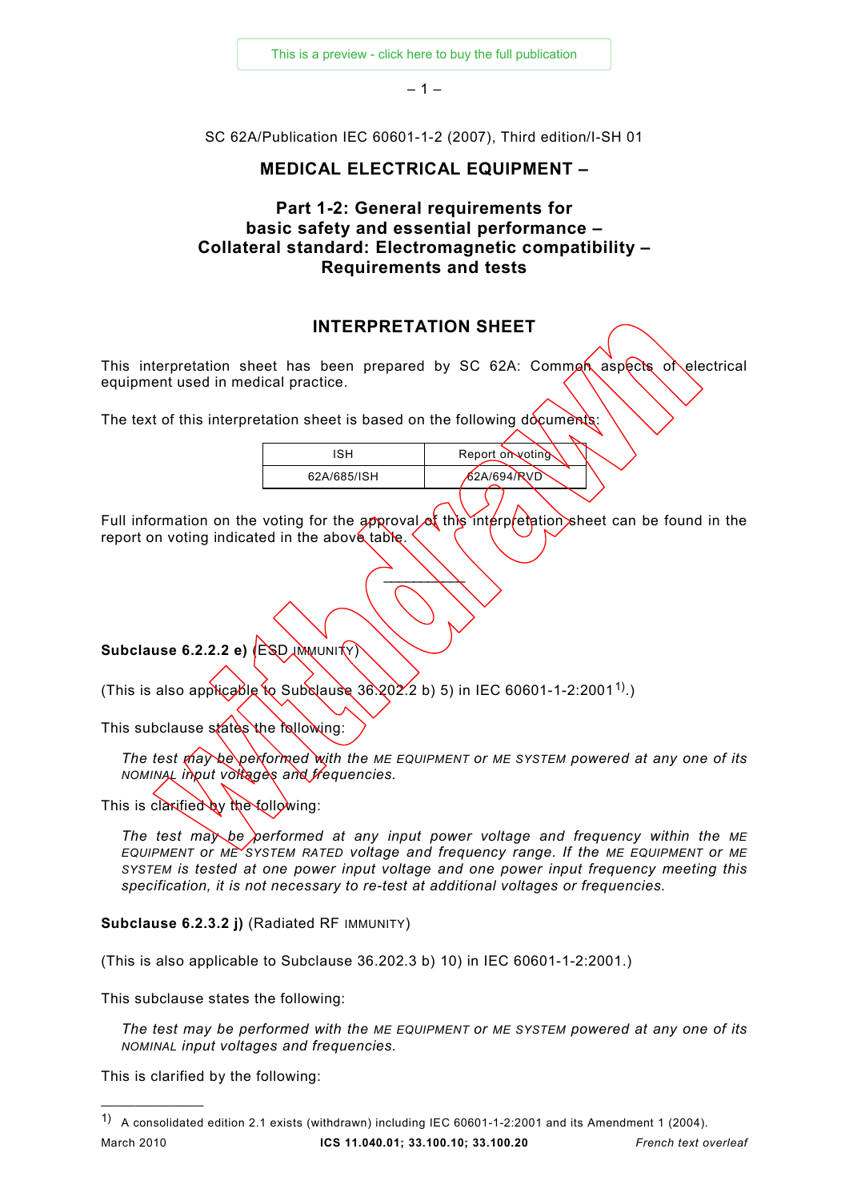SC 62A/Publication IEC 60601-1-2 (2007), Third edition/I-SH 01

## MEDICAL ELECTRICAL EQUIPMENT –

## Part 1-2: General requirements for basic safety and essential performance – Collateral standard: Electromagnetic compatibility – Requirements and tests

## INTERPRETATION SHEET

This interpretation sheet has been prepared by SC 62A: Common aspects of electrical equipment used in medical practice.

The text of this interpretation sheet is based on the following documents:

| ISH | Report on voting |
| --- | --- |
| 62A/685/ISH | 62A/694/RVD |

Full information on the voting for the approval of this interpretation sheet can be found in the report on voting indicated in the above table.

---

**Subclause 6.2.2.2 e)** (ESD IMMUNITY)

(This is also applicable to Subclause 36.202.2 b) 5) in IEC 60601-1-2:2001[1].)

This subclause states the following:

> *The test may be performed with the ME EQUIPMENT or ME SYSTEM powered at any one of its NOMINAL input voltages and frequencies.*

This is clarified by the following:

> *The test may be performed at any input power voltage and frequency within the ME EQUIPMENT or ME SYSTEM RATED voltage and frequency range. If the ME EQUIPMENT or ME SYSTEM is tested at one power input voltage and one power input frequency meeting this specification, it is not necessary to re-test at additional voltages or frequencies.*

**Subclause 6.2.3.2 j)** (Radiated RF IMMUNITY)

(This is also applicable to Subclause 36.202.3 b) 10) in IEC 60601-1-2:2001.)

This subclause states the following:

> *The test may be performed with the ME EQUIPMENT or ME SYSTEM powered at any one of its NOMINAL input voltages and frequencies.*

This is clarified by the following:

---

[1] A consolidated edition 2.1 exists (withdrawn) including IEC 60601-1-2:2001 and its Amendment 1 (2004).

March 2010 ICS 11.040.01; 33.100.10; 33.100.20 *French text overleaf*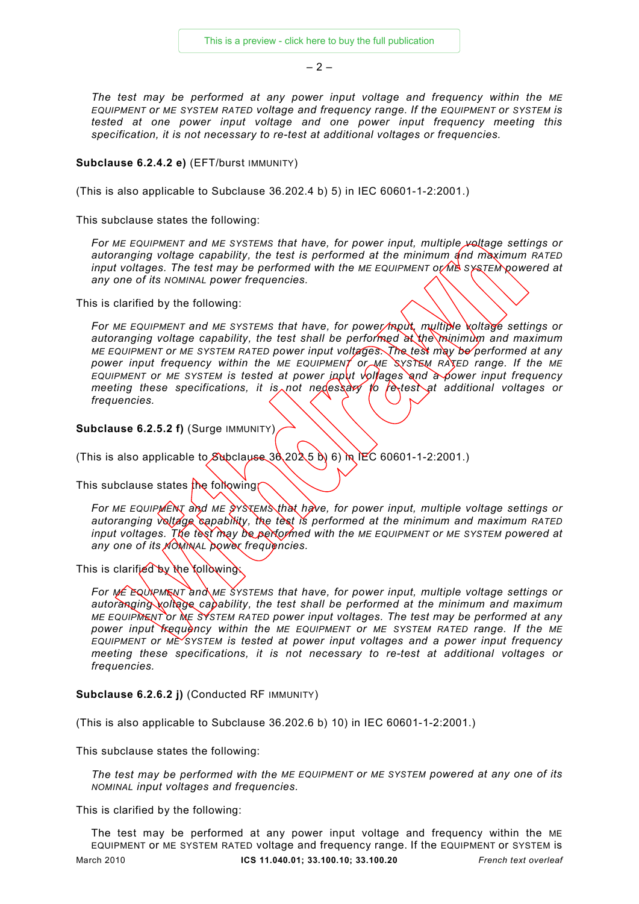*The test may be performed at any power input voltage and frequency within the ME EQUIPMENT or ME SYSTEM RATED voltage and frequency range. If the EQUIPMENT or SYSTEM is tested at one power input voltage and one power input frequency meeting this specification, it is not necessary to re-test at additional voltages or frequencies.*

**Subclause 6.2.4.2 e)** (EFT/burst IMMUNITY)

(This is also applicable to Subclause 36.202.4 b) 5) in IEC 60601-1-2:2001.)

This subclause states the following:

*For ME EQUIPMENT and ME SYSTEMS that have, for power input, multiple voltage settings or autoranging voltage capability, the test is performed at the minimum and maximum RATED input voltages. The test may be performed with the ME EQUIPMENT or ME SYSTEM powered at any one of its NOMINAL power frequencies.*

This is clarified by the following:

*For ME EQUIPMENT and ME SYSTEMS that have, for power input, multiple voltage settings or autoranging voltage capability, the test shall be performed at the minimum and maximum ME EQUIPMENT or ME SYSTEM RATED power input voltages. The test may be performed at any power input frequency within the ME EQUIPMENT or ME SYSTEM RATED range. If the ME EQUIPMENT or ME SYSTEM is tested at power input voltages and a power input frequency meeting these specifications, it is not necessary to re-test at additional voltages or frequencies.*

**Subclause 6.2.5.2 f)** (Surge IMMUNITY)

(This is also applicable to Subclause 36.202.5 b) 6) in IEC 60601-1-2:2001.)

This subclause states the following:

*For ME EQUIPMENT and ME SYSTEMS that have, for power input, multiple voltage settings or autoranging voltage capability, the test is performed at the minimum and maximum RATED input voltages. The test may be performed with the ME EQUIPMENT or ME SYSTEM powered at any one of its NOMINAL power frequencies.*

This is clarified by the following:

*For ME EQUIPMENT and ME SYSTEMS that have, for power input, multiple voltage settings or autoranging voltage capability, the test shall be performed at the minimum and maximum ME EQUIPMENT or ME SYSTEM RATED power input voltages. The test may be performed at any power input frequency within the ME EQUIPMENT or ME SYSTEM RATED range. If the ME EQUIPMENT or ME SYSTEM is tested at power input voltages and a power input frequency meeting these specifications, it is not necessary to re-test at additional voltages or frequencies.*

**Subclause 6.2.6.2 j)** (Conducted RF IMMUNITY)

(This is also applicable to Subclause 36.202.6 b) 10) in IEC 60601-1-2:2001.)

This subclause states the following:

*The test may be performed with the ME EQUIPMENT or ME SYSTEM powered at any one of its NOMINAL input voltages and frequencies.*

This is clarified by the following:

The test may be performed at any power input voltage and frequency within the ME EQUIPMENT or ME SYSTEM RATED voltage and frequency range. If the EQUIPMENT or SYSTEM is

March 2010 ICS 11.040.01; 33.100.10; 33.100.20 *French text overleaf*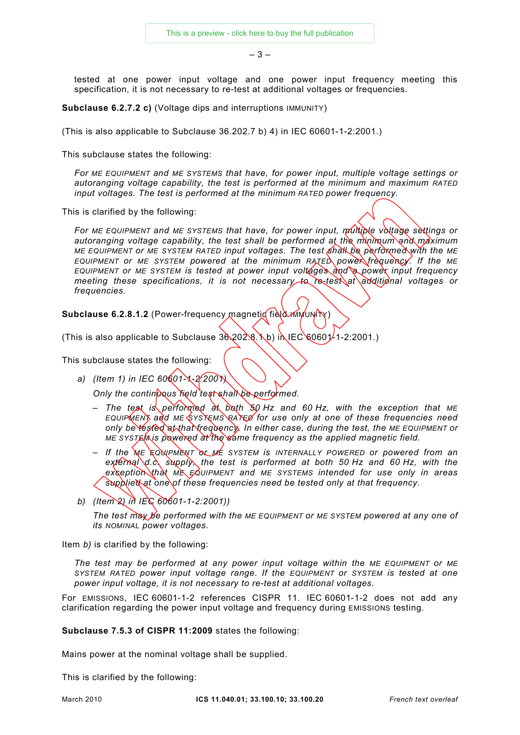tested at one power input voltage and one power input frequency meeting this specification, it is not necessary to re-test at additional voltages or frequencies.

**Subclause 6.2.7.2 c)** (Voltage dips and interruptions IMMUNITY)

(This is also applicable to Subclause 36.202.7 b) 4) in IEC 60601-1-2:2001.)

This subclause states the following:

> *For ME EQUIPMENT and ME SYSTEMS that have, for power input, multiple voltage settings or autoranging voltage capability, the test is performed at the minimum and maximum RATED input voltages. The test is performed at the minimum RATED power frequency.*

This is clarified by the following:

> *For ME EQUIPMENT and ME SYSTEMS that have, for power input, multiple voltage settings or autoranging voltage capability, the test shall be performed at the minimum and maximum ME EQUIPMENT or ME SYSTEM RATED input voltages. The test shall be performed with the ME EQUIPMENT or ME SYSTEM powered at the minimum RATED power frequency. If the ME EQUIPMENT or ME SYSTEM is tested at power input voltages and a power input frequency meeting these specifications, it is not necessary to re-test at additional voltages or frequencies.*

**Subclause 6.2.8.1.2** (Power-frequency magnetic field IMMUNITY)

(This is also applicable to Subclause 36.202.8.1 b) in IEC 60601-1-2:2001.)

This subclause states the following:

a) *(Item 1) in IEC 60601-1-2:2001)*

   *Only the continuous field test shall be performed.*

   – *The test is performed at both 50 Hz and 60 Hz, with the exception that ME EQUIPMENT and ME SYSTEMS RATED for use only at one of these frequencies need only be tested at that frequency. In either case, during the test, the ME EQUIPMENT or ME SYSTEM is powered at the same frequency as the applied magnetic field.*

   – *If the ME EQUIPMENT or ME SYSTEM is INTERNALLY POWERED or powered from an external d.c. supply, the test is performed at both 50 Hz and 60 Hz, with the exception that ME EQUIPMENT and ME SYSTEMS intended for use only in areas supplied at one of these frequencies need be tested only at that frequency.*

b) *(Item 2) in IEC 60601-1-2:2001)*

   *The test may be performed with the ME EQUIPMENT or ME SYSTEM powered at any one of its NOMINAL power voltages.*

Item *b)* is clarified by the following:

> *The test may be performed at any power input voltage within the ME EQUIPMENT or ME SYSTEM RATED power input voltage range. If the EQUIPMENT or SYSTEM is tested at one power input voltage, it is not necessary to re-test at additional voltages.*

For EMISSIONS, IEC 60601-1-2 references CISPR 11. IEC 60601-1-2 does not add any clarification regarding the power input voltage and frequency during EMISSIONS testing.

**Subclause 7.5.3 of CISPR 11:2009** states the following:

Mains power at the nominal voltage shall be supplied.

This is clarified by the following:

March 2010 — ICS 11.040.01; 33.100.10; 33.100.20 — French text overleaf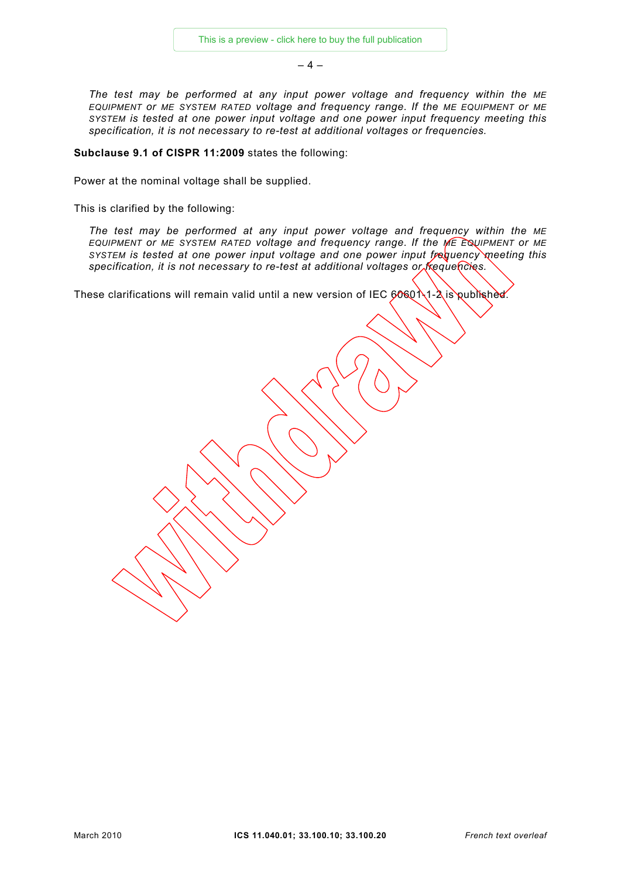> *The test may be performed at any input power voltage and frequency within the* ME EQUIPMENT *or* ME SYSTEM RATED *voltage and frequency range. If the* ME EQUIPMENT *or* ME SYSTEM *is tested at one power input voltage and one power input frequency meeting this specification, it is not necessary to re-test at additional voltages or frequencies.*

**Subclause 9.1 of CISPR 11:2009** states the following:

Power at the nominal voltage shall be supplied.

This is clarified by the following:

> *The test may be performed at any input power voltage and frequency within the* ME EQUIPMENT *or* ME SYSTEM RATED *voltage and frequency range. If the* ME EQUIPMENT *or* ME SYSTEM *is tested at one power input voltage and one power input frequency meeting this specification, it is not necessary to re-test at additional voltages or frequencies.*

These clarifications will remain valid until a new version of IEC 60601-1-2 is published.

March 2010 | **ICS 11.040.01; 33.100.10; 33.100.20** | *French text overleaf*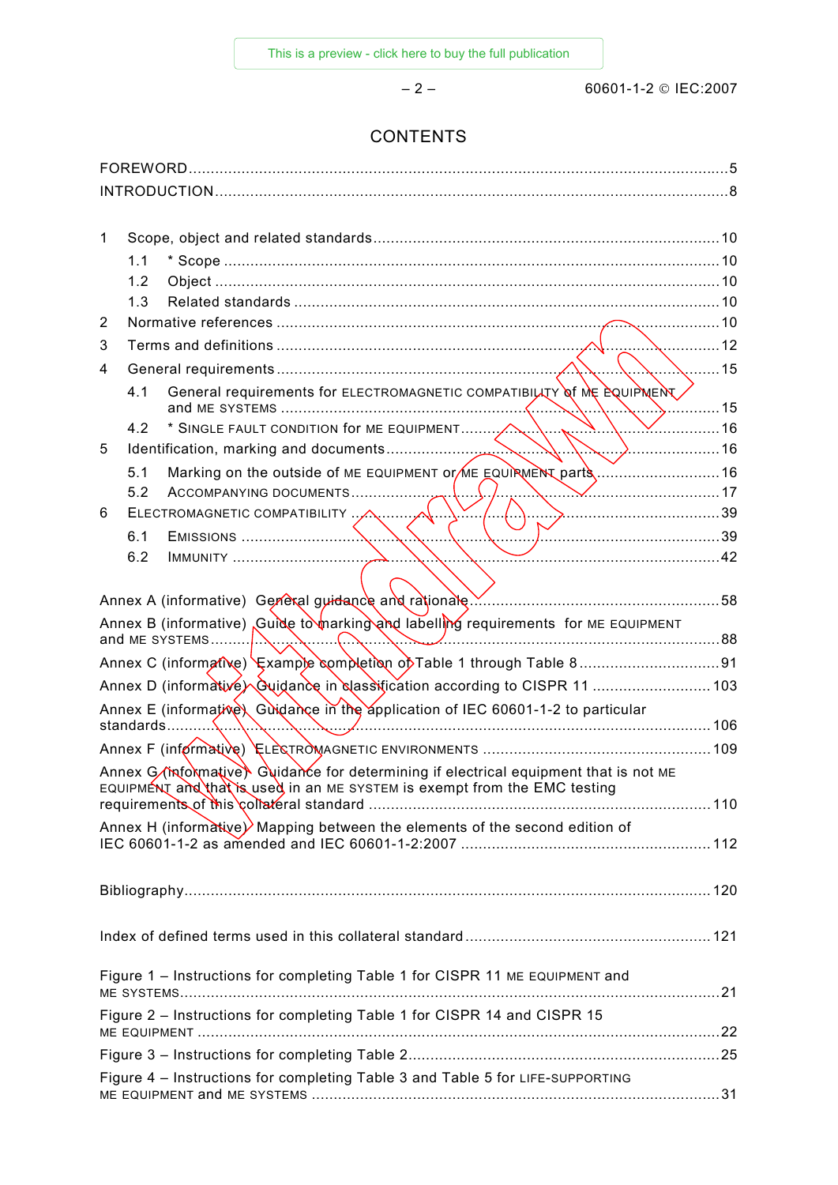# CONTENTS

FOREWORD ........................................................................................................................ 5

INTRODUCTION .................................................................................................................... 8

1 Scope, object and related standards ................................................................................ 10
   1.1 * Scope ................................................................................................................. 10
   1.2 Object ................................................................................................................... 10
   1.3 Related standards ................................................................................................. 10
2 Normative references ....................................................................................................... 10
3 Terms and definitions ....................................................................................................... 12
4 General requirements ....................................................................................................... 15
   4.1 General requirements for ELECTROMAGNETIC COMPATIBILITY of ME EQUIPMENT and ME SYSTEMS ................................................................................................... 15
   4.2 * SINGLE FAULT CONDITION for ME EQUIPMENT ............................................................ 16
5 Identification, marking and documents ............................................................................. 16
   5.1 Marking on the outside of ME EQUIPMENT or ME EQUIPMENT parts ................................ 16
   5.2 ACCOMPANYING DOCUMENTS ..................................................................................... 17
6 ELECTROMAGNETIC COMPATIBILITY ..................................................................................... 39
   6.1 EMISSIONS ............................................................................................................ 39
   6.2 IMMUNITY ............................................................................................................. 42

Annex A (informative) General guidance and rationale ........................................................ 58

Annex B (informative) Guide to marking and labelling requirements for ME EQUIPMENT and ME SYSTEMS ........................................................................................................... 88

Annex C (informative) Example completion of Table 1 through Table 8 ................................ 91

Annex D (informative) Guidance in classification according to CISPR 11 .......................... 103

Annex E (informative) Guidance in the application of IEC 60601-1-2 to particular standards ........................................................................................................................ 106

Annex F (informative) ELECTROMAGNETIC ENVIRONMENTS .................................................... 109

Annex G (informative) Guidance for determining if electrical equipment that is not ME EQUIPMENT and that is used in an ME SYSTEM is exempt from the EMC testing requirements of this collateral standard ............................................................................ 110

Annex H (informative) Mapping between the elements of the second edition of IEC 60601-1-2 as amended and IEC 60601-1-2:2007 ........................................................ 112

Bibliography ....................................................................................................................... 120

Index of defined terms used in this collateral standard ....................................................... 121

Figure 1 – Instructions for completing Table 1 for CISPR 11 ME EQUIPMENT and ME SYSTEMS ........................................................................................................................ 21

Figure 2 – Instructions for completing Table 1 for CISPR 14 and CISPR 15 ME EQUIPMENT ..................................................................................................................... 22

Figure 3 – Instructions for completing Table 2 ..................................................................... 25

Figure 4 – Instructions for completing Table 3 and Table 5 for LIFE-SUPPORTING ME EQUIPMENT and ME SYSTEMS ............................................................................................ 31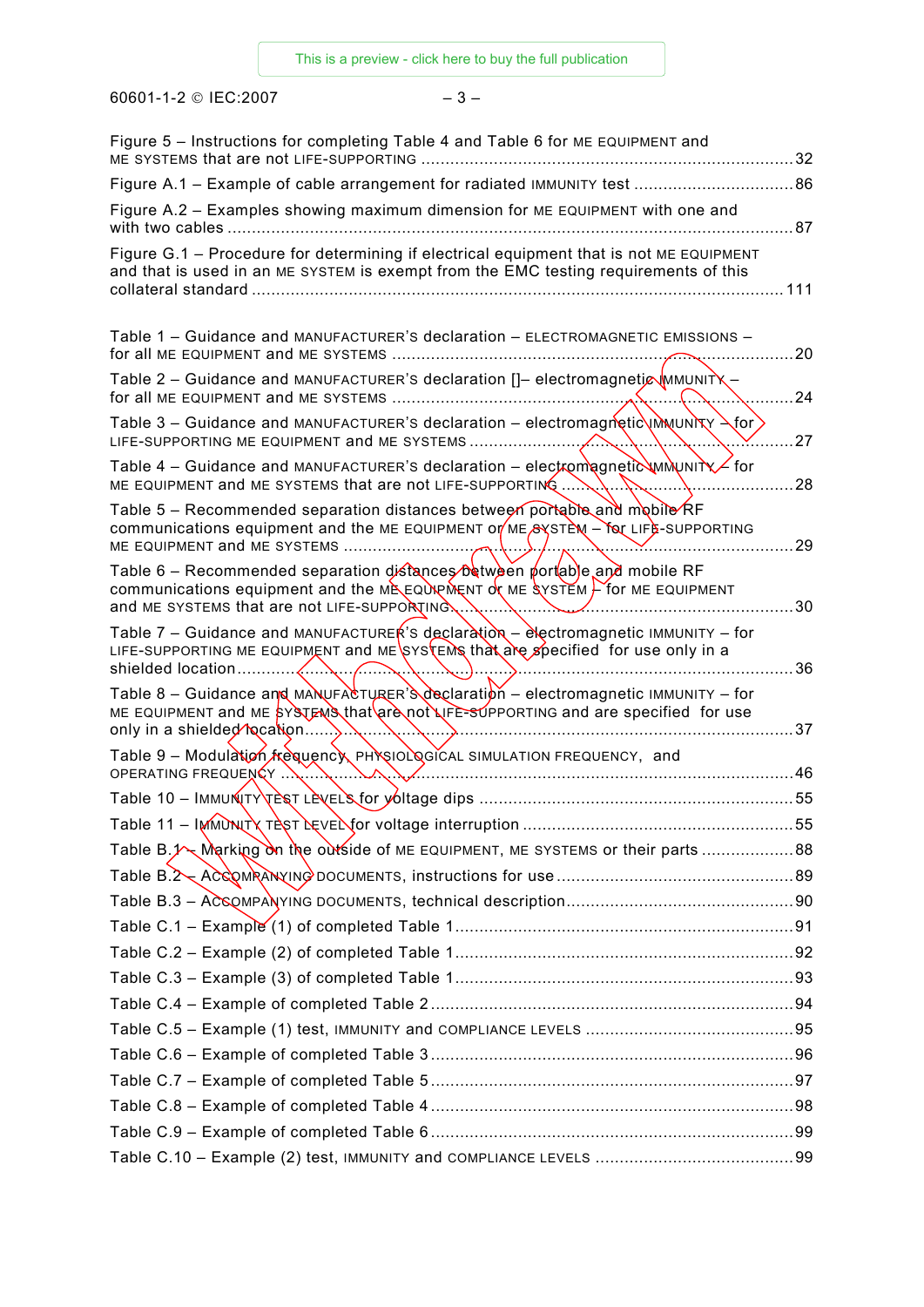Figure 5 – Instructions for completing Table 4 and Table 6 for ME EQUIPMENT and ME SYSTEMS that are not LIFE-SUPPORTING ............................................................................32

Figure A.1 – Example of cable arrangement for radiated IMMUNITY test .................................86

Figure A.2 – Examples showing maximum dimension for ME EQUIPMENT with one and with two cables .....................................................................................................................87

Figure G.1 – Procedure for determining if electrical equipment that is not ME EQUIPMENT and that is used in an ME SYSTEM is exempt from the EMC testing requirements of this collateral standard ............................................................................................................111

Table 1 – Guidance and MANUFACTURER'S declaration – ELECTROMAGNETIC EMISSIONS – for all ME EQUIPMENT and ME SYSTEMS ..................................................................................20

Table 2 – Guidance and MANUFACTURER'S declaration []– electromagnetic IMMUNITY – for all ME EQUIPMENT and ME SYSTEMS ..................................................................................24

Table 3 – Guidance and MANUFACTURER'S declaration – electromagnetic IMMUNITY – for LIFE-SUPPORTING ME EQUIPMENT and ME SYSTEMS ......................................................................27

Table 4 – Guidance and MANUFACTURER'S declaration – electromagnetic IMMUNITY – for ME EQUIPMENT and ME SYSTEMS that are not LIFE-SUPPORTING ...............................................28

Table 5 – Recommended separation distances between portable and mobile RF communications equipment and the ME EQUIPMENT or ME SYSTEM – for LIFE-SUPPORTING ME EQUIPMENT and ME SYSTEMS ..................................................................................29

Table 6 – Recommended separation distances between portable and mobile RF communications equipment and the ME EQUIPMENT or ME SYSTEM – for ME EQUIPMENT and ME SYSTEMS that are not LIFE-SUPPORTING.......................................................................30

Table 7 – Guidance and MANUFACTURER'S declaration – electromagnetic IMMUNITY – for LIFE-SUPPORTING ME EQUIPMENT and ME SYSTEMS that are specified for use only in a shielded location...................................................................................................................36

Table 8 – Guidance and MANUFACTURER'S declaration – electromagnetic IMMUNITY – for ME EQUIPMENT and ME SYSTEMS that are not LIFE-SUPPORTING and are specified for use only in a shielded location.......................................................................................................37

Table 9 – Modulation frequency, PHYSIOLOGICAL SIMULATION FREQUENCY, and OPERATING FREQUENCY ........................................................................................................46

Table 10 – IMMUNITY TEST LEVELS for voltage dips ..................................................................55

Table 11 – IMMUNITY TEST LEVEL for voltage interruption ..........................................................55

Table B.1 – Marking on the outside of ME EQUIPMENT, ME SYSTEMS or their parts ...................88

Table B.2 – ACCOMPANYING DOCUMENTS, instructions for use ...................................................89

Table B.3 – ACCOMPANYING DOCUMENTS, technical description................................................90

Table C.1 – Example (1) of completed Table 1......................................................................91

Table C.2 – Example (2) of completed Table 1......................................................................92

Table C.3 – Example (3) of completed Table 1......................................................................93

Table C.4 – Example of completed Table 2...........................................................................94

Table C.5 – Example (1) test, IMMUNITY and COMPLIANCE LEVELS ...........................................95

Table C.6 – Example of completed Table 3...........................................................................96

Table C.7 – Example of completed Table 5...........................................................................97

Table C.8 – Example of completed Table 4...........................................................................98

Table C.9 – Example of completed Table 6...........................................................................99

Table C.10 – Example (2) test, IMMUNITY and COMPLIANCE LEVELS .........................................99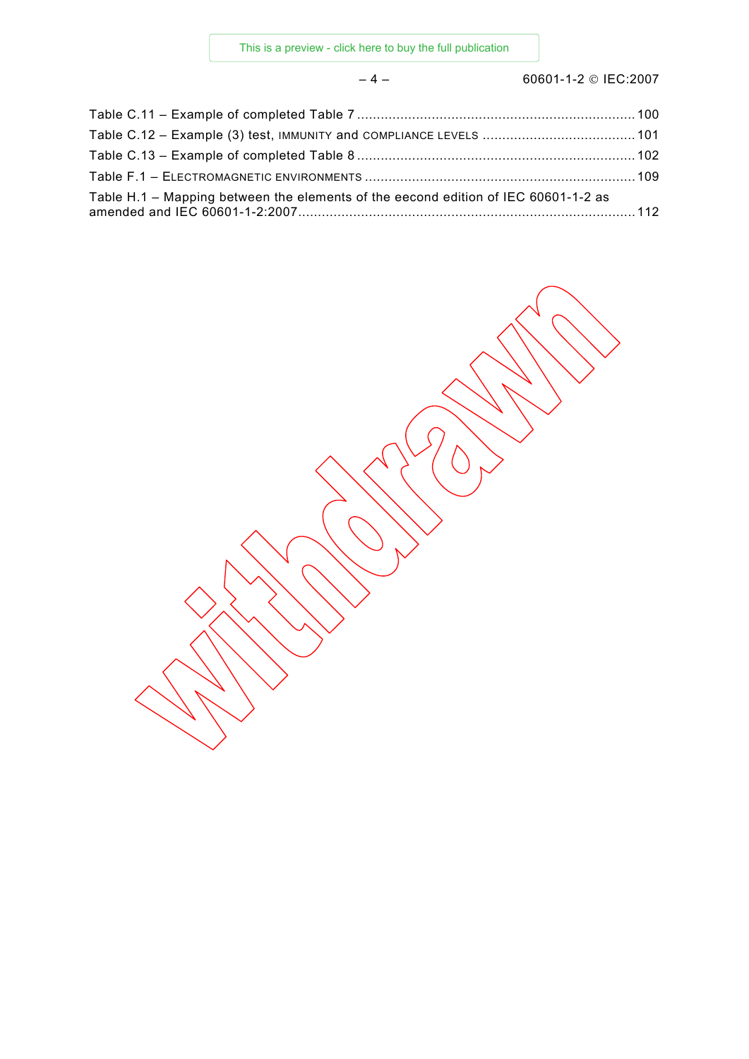Table C.11 – Example of completed Table 7 ..................................................................... 100

Table C.12 – Example (3) test, IMMUNITY and COMPLIANCE LEVELS ...................................... 101

Table C.13 – Example of completed Table 8 ..................................................................... 102

Table F.1 – ELECTROMAGNETIC ENVIRONMENTS .................................................................. 109

Table H.1 – Mapping between the elements of the eecond edition of IEC 60601-1-2 as amended and IEC 60601-1-2:2007 ..................................................................................... 112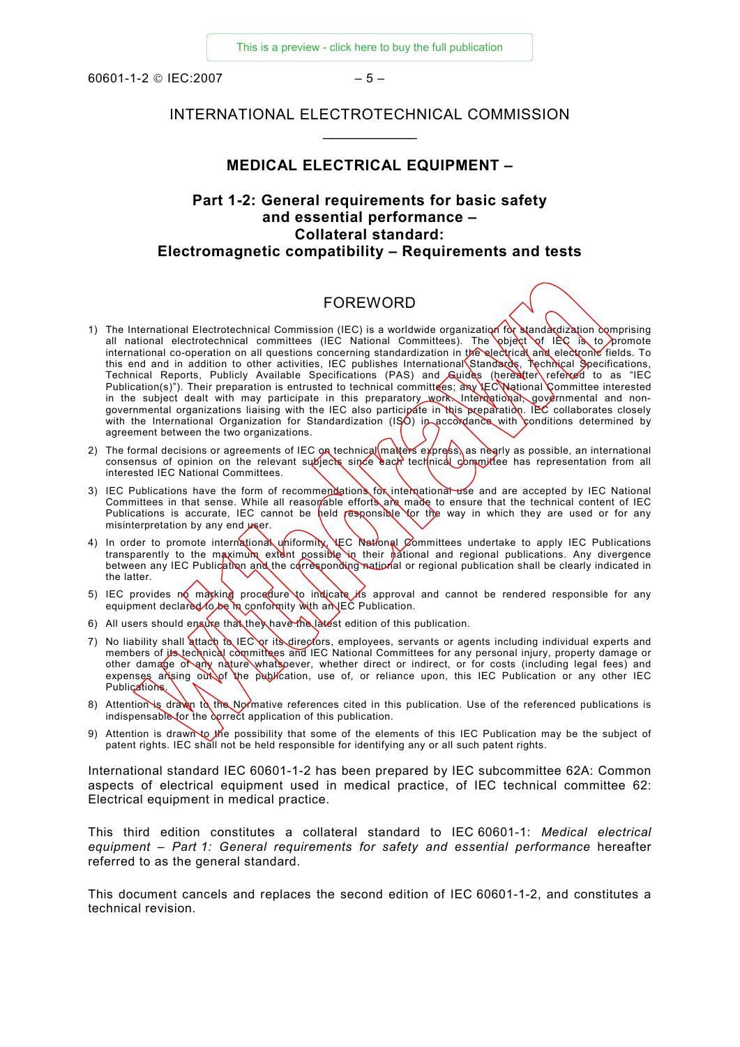INTERNATIONAL ELECTROTECHNICAL COMMISSION

___________

**MEDICAL ELECTRICAL EQUIPMENT –**

**Part 1-2: General requirements for basic safety and essential performance – Collateral standard: Electromagnetic compatibility – Requirements and tests**

FOREWORD

1) The International Electrotechnical Commission (IEC) is a worldwide organization for standardization comprising all national electrotechnical committees (IEC National Committees). The object of IEC is to promote international co-operation on all questions concerning standardization in the electrical and electronic fields. To this end and in addition to other activities, IEC publishes International Standards, Technical Specifications, Technical Reports, Publicly Available Specifications (PAS) and Guides (hereafter referred to as "IEC Publication(s)"). Their preparation is entrusted to technical committees; any IEC National Committee interested in the subject dealt with may participate in this preparatory work. International, governmental and non-governmental organizations liaising with the IEC also participate in this preparation. IEC collaborates closely with the International Organization for Standardization (ISO) in accordance with conditions determined by agreement between the two organizations.
2) The formal decisions or agreements of IEC on technical matters express, as nearly as possible, an international consensus of opinion on the relevant subjects since each technical committee has representation from all interested IEC National Committees.
3) IEC Publications have the form of recommendations for international use and are accepted by IEC National Committees in that sense. While all reasonable efforts are made to ensure that the technical content of IEC Publications is accurate, IEC cannot be held responsible for the way in which they are used or for any misinterpretation by any end user.
4) In order to promote international uniformity, IEC National Committees undertake to apply IEC Publications transparently to the maximum extent possible in their national and regional publications. Any divergence between any IEC Publication and the corresponding national or regional publication shall be clearly indicated in the latter.
5) IEC provides no marking procedure to indicate its approval and cannot be rendered responsible for any equipment declared to be in conformity with an IEC Publication.
6) All users should ensure that they have the latest edition of this publication.
7) No liability shall attach to IEC or its directors, employees, servants or agents including individual experts and members of its technical committees and IEC National Committees for any personal injury, property damage or other damage of any nature whatsoever, whether direct or indirect, or for costs (including legal fees) and expenses arising out of the publication, use of, or reliance upon, this IEC Publication or any other IEC Publications.
8) Attention is drawn to the Normative references cited in this publication. Use of the referenced publications is indispensable for the correct application of this publication.
9) Attention is drawn to the possibility that some of the elements of this IEC Publication may be the subject of patent rights. IEC shall not be held responsible for identifying any or all such patent rights.

International standard IEC 60601-1-2 has been prepared by IEC subcommittee 62A: Common aspects of electrical equipment used in medical practice, of IEC technical committee 62: Electrical equipment in medical practice.

This third edition constitutes a collateral standard to IEC 60601-1: *Medical electrical equipment – Part 1: General requirements for safety and essential performance* hereafter referred to as the general standard.

This document cancels and replaces the second edition of IEC 60601-1-2, and constitutes a technical revision.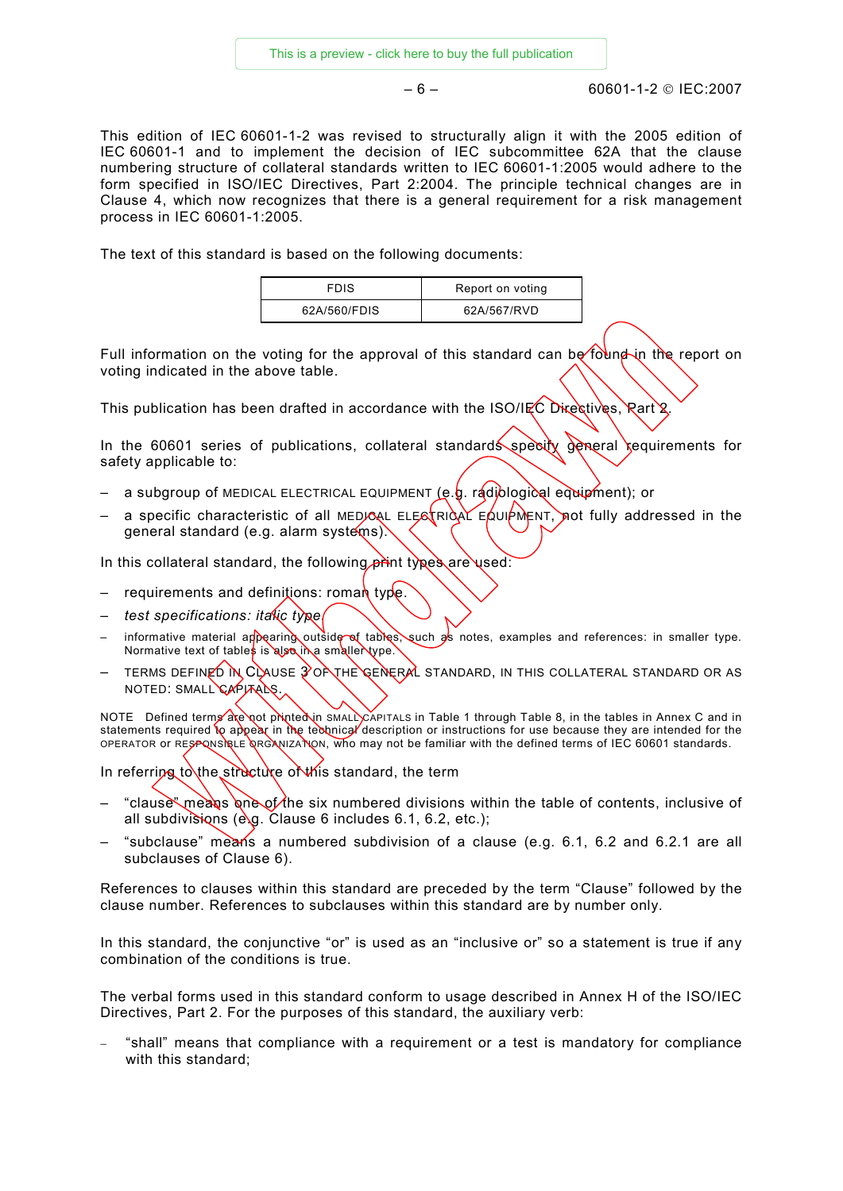This edition of IEC 60601-1-2 was revised to structurally align it with the 2005 edition of IEC 60601-1 and to implement the decision of IEC subcommittee 62A that the clause numbering structure of collateral standards written to IEC 60601-1:2005 would adhere to the form specified in ISO/IEC Directives, Part 2:2004. The principle technical changes are in Clause 4, which now recognizes that there is a general requirement for a risk management process in IEC 60601-1:2005.

The text of this standard is based on the following documents:

| FDIS | Report on voting |
|---|---|
| 62A/560/FDIS | 62A/567/RVD |

Full information on the voting for the approval of this standard can be found in the report on voting indicated in the above table.

This publication has been drafted in accordance with the ISO/IEC Directives, Part 2.

In the 60601 series of publications, collateral standards specify general requirements for safety applicable to:

– a subgroup of MEDICAL ELECTRICAL EQUIPMENT (e.g. radiological equipment); or
– a specific characteristic of all MEDICAL ELECTRICAL EQUIPMENT, not fully addressed in the general standard (e.g. alarm systems).

In this collateral standard, the following print types are used:

– requirements and definitions: roman type.
– *test specifications: italic type.*
– informative material appearing outside of tables, such as notes, examples and references: in smaller type. Normative text of tables is also in a smaller type.
– TERMS DEFINED IN CLAUSE 3 OF THE GENERAL STANDARD, IN THIS COLLATERAL STANDARD OR AS NOTED: SMALL CAPITALS.

NOTE Defined terms are not printed in SMALL CAPITALS in Table 1 through Table 8, in the tables in Annex C and in statements required to appear in the technical description or instructions for use because they are intended for the OPERATOR or RESPONSIBLE ORGANIZATION, who may not be familiar with the defined terms of IEC 60601 standards.

In referring to the structure of this standard, the term

– "clause" means one of the six numbered divisions within the table of contents, inclusive of all subdivisions (e.g. Clause 6 includes 6.1, 6.2, etc.);
– "subclause" means a numbered subdivision of a clause (e.g. 6.1, 6.2 and 6.2.1 are all subclauses of Clause 6).

References to clauses within this standard are preceded by the term "Clause" followed by the clause number. References to subclauses within this standard are by number only.

In this standard, the conjunctive "or" is used as an "inclusive or" so a statement is true if any combination of the conditions is true.

The verbal forms used in this standard conform to usage described in Annex H of the ISO/IEC Directives, Part 2. For the purposes of this standard, the auxiliary verb:

– "shall" means that compliance with a requirement or a test is mandatory for compliance with this standard;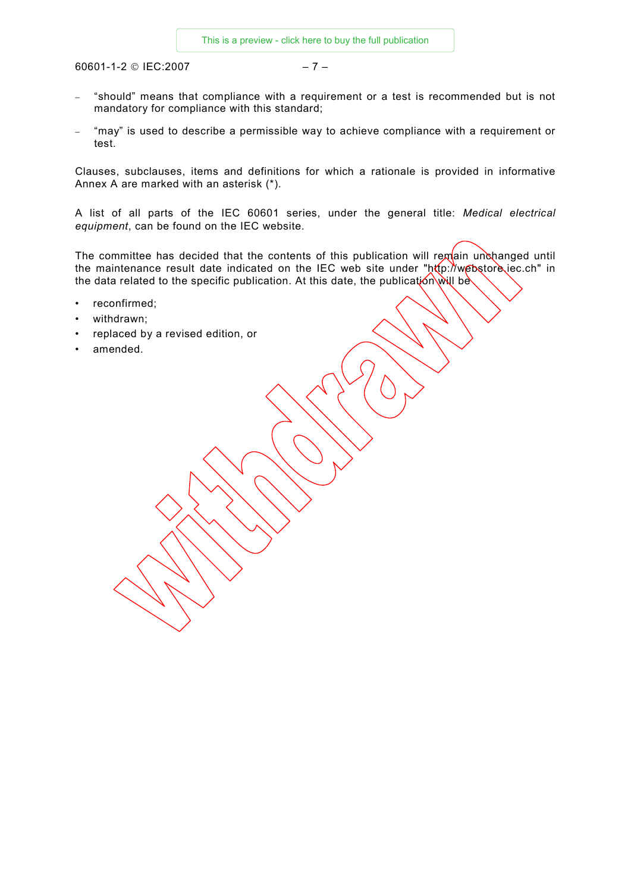- “should” means that compliance with a requirement or a test is recommended but is not mandatory for compliance with this standard;
- “may” is used to describe a permissible way to achieve compliance with a requirement or test.

Clauses, subclauses, items and definitions for which a rationale is provided in informative Annex A are marked with an asterisk (*).

A list of all parts of the IEC 60601 series, under the general title: *Medical electrical equipment*, can be found on the IEC website.

The committee has decided that the contents of this publication will remain unchanged until the maintenance result date indicated on the IEC web site under "http://webstore.iec.ch" in the data related to the specific publication. At this date, the publication will be

- reconfirmed;
- withdrawn;
- replaced by a revised edition, or
- amended.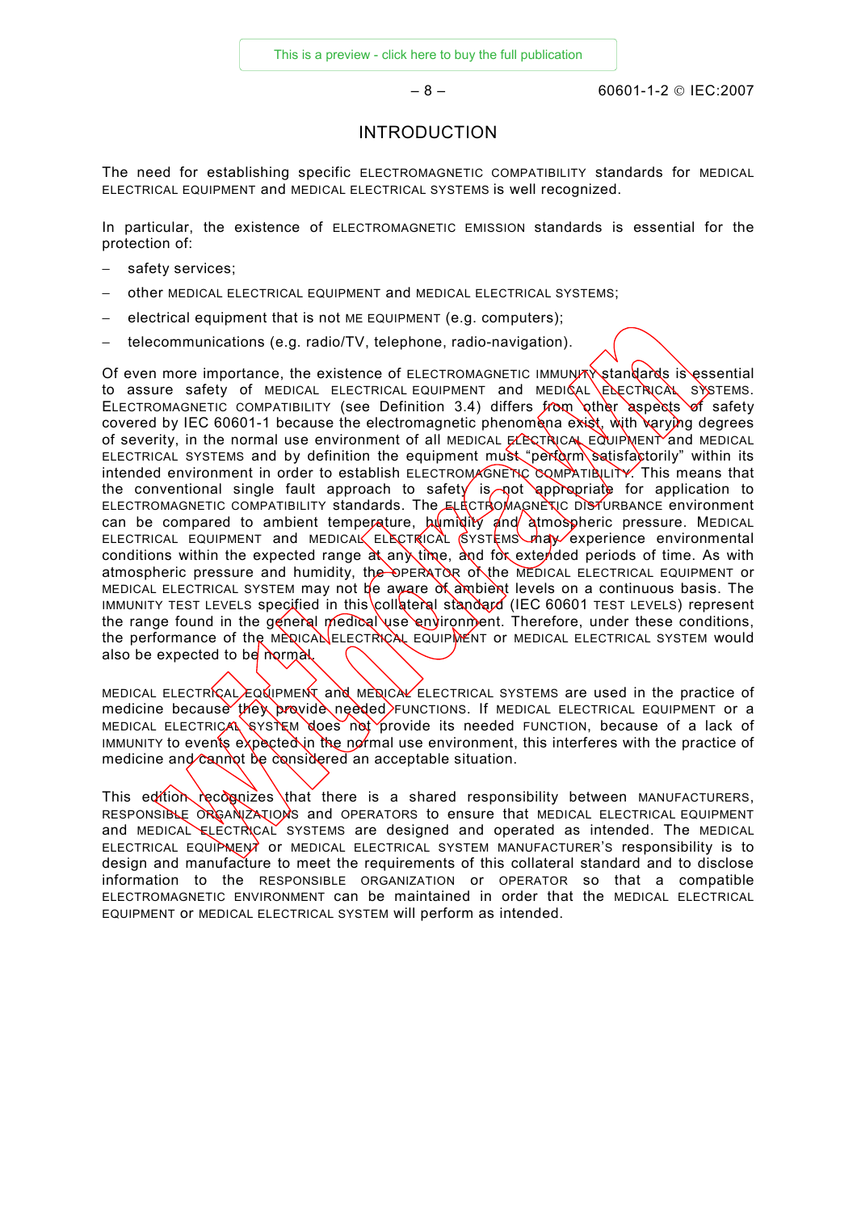# INTRODUCTION

The need for establishing specific ELECTROMAGNETIC COMPATIBILITY standards for MEDICAL ELECTRICAL EQUIPMENT and MEDICAL ELECTRICAL SYSTEMS is well recognized.

In particular, the existence of ELECTROMAGNETIC EMISSION standards is essential for the protection of:

- safety services;
- other MEDICAL ELECTRICAL EQUIPMENT and MEDICAL ELECTRICAL SYSTEMS;
- electrical equipment that is not ME EQUIPMENT (e.g. computers);
- telecommunications (e.g. radio/TV, telephone, radio-navigation).

Of even more importance, the existence of ELECTROMAGNETIC IMMUNITY standards is essential to assure safety of MEDICAL ELECTRICAL EQUIPMENT and MEDICAL ELECTRICAL SYSTEMS. ELECTROMAGNETIC COMPATIBILITY (see Definition 3.4) differs from other aspects of safety covered by IEC 60601-1 because the electromagnetic phenomena exist, with varying degrees of severity, in the normal use environment of all MEDICAL ELECTRICAL EQUIPMENT and MEDICAL ELECTRICAL SYSTEMS and by definition the equipment must "perform satisfactorily" within its intended environment in order to establish ELECTROMAGNETIC COMPATIBILITY. This means that the conventional single fault approach to safety is not appropriate for application to ELECTROMAGNETIC COMPATIBILITY standards. The ELECTROMAGNETIC DISTURBANCE environment can be compared to ambient temperature, humidity and atmospheric pressure. MEDICAL ELECTRICAL EQUIPMENT and MEDICAL ELECTRICAL SYSTEMS may experience environmental conditions within the expected range at any time, and for extended periods of time. As with atmospheric pressure and humidity, the OPERATOR of the MEDICAL ELECTRICAL EQUIPMENT or MEDICAL ELECTRICAL SYSTEM may not be aware of ambient levels on a continuous basis. The IMMUNITY TEST LEVELS specified in this collateral standard (IEC 60601 TEST LEVELS) represent the range found in the general medical use environment. Therefore, under these conditions, the performance of the MEDICAL ELECTRICAL EQUIPMENT or MEDICAL ELECTRICAL SYSTEM would also be expected to be normal.

MEDICAL ELECTRICAL EQUIPMENT and MEDICAL ELECTRICAL SYSTEMS are used in the practice of medicine because they provide needed FUNCTIONS. If MEDICAL ELECTRICAL EQUIPMENT or a MEDICAL ELECTRICAL SYSTEM does not provide its needed FUNCTION, because of a lack of IMMUNITY to events expected in the normal use environment, this interferes with the practice of medicine and cannot be considered an acceptable situation.

This edition recognizes that there is a shared responsibility between MANUFACTURERS, RESPONSIBLE ORGANIZATIONS and OPERATORS to ensure that MEDICAL ELECTRICAL EQUIPMENT and MEDICAL ELECTRICAL SYSTEMS are designed and operated as intended. The MEDICAL ELECTRICAL EQUIPMENT or MEDICAL ELECTRICAL SYSTEM MANUFACTURER'S responsibility is to design and manufacture to meet the requirements of this collateral standard and to disclose information to the RESPONSIBLE ORGANIZATION or OPERATOR so that a compatible ELECTROMAGNETIC ENVIRONMENT can be maintained in order that the MEDICAL ELECTRICAL EQUIPMENT or MEDICAL ELECTRICAL SYSTEM will perform as intended.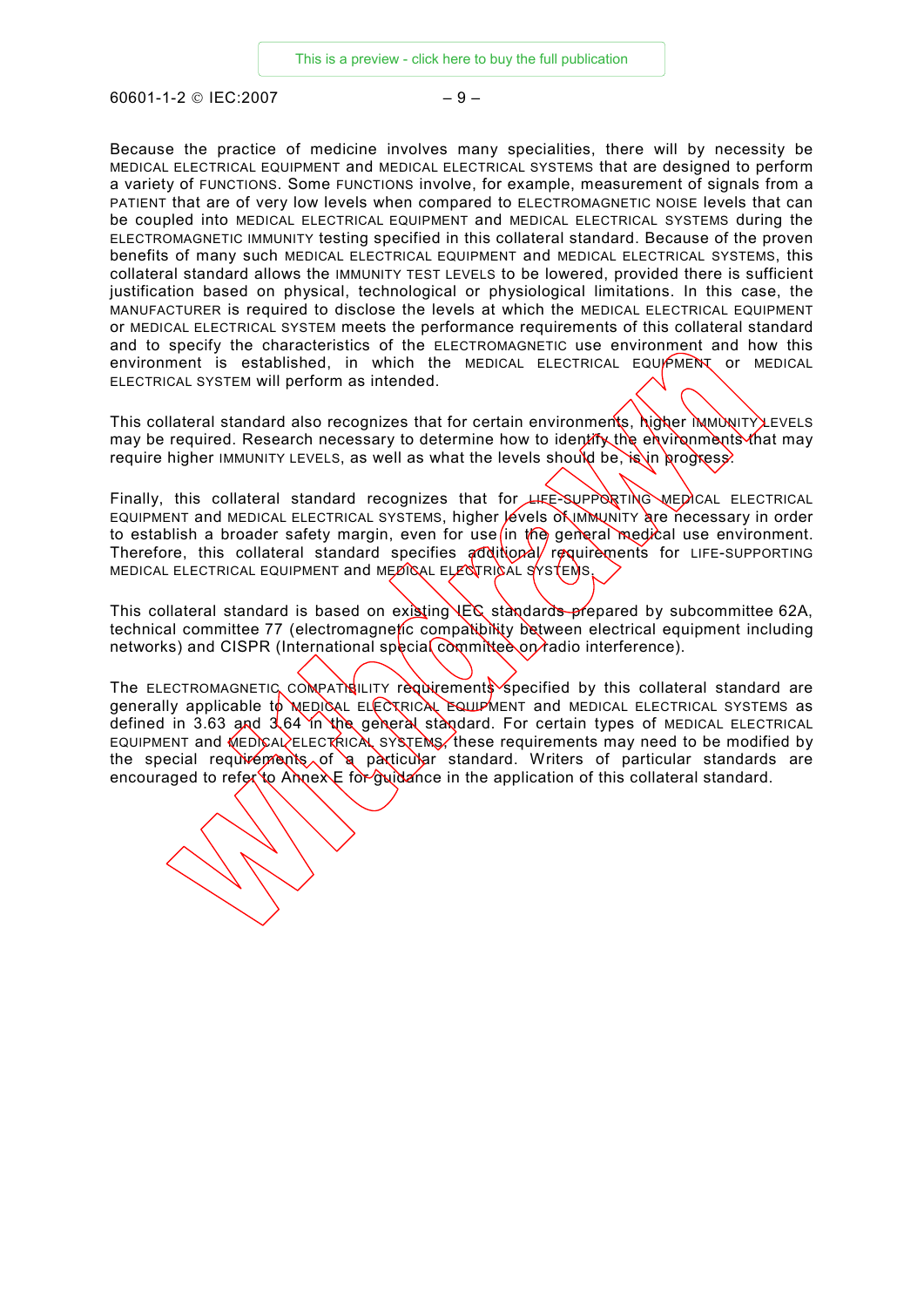Because the practice of medicine involves many specialities, there will by necessity be MEDICAL ELECTRICAL EQUIPMENT and MEDICAL ELECTRICAL SYSTEMS that are designed to perform a variety of FUNCTIONS. Some FUNCTIONS involve, for example, measurement of signals from a PATIENT that are of very low levels when compared to ELECTROMAGNETIC NOISE levels that can be coupled into MEDICAL ELECTRICAL EQUIPMENT and MEDICAL ELECTRICAL SYSTEMS during the ELECTROMAGNETIC IMMUNITY testing specified in this collateral standard. Because of the proven benefits of many such MEDICAL ELECTRICAL EQUIPMENT and MEDICAL ELECTRICAL SYSTEMS, this collateral standard allows the IMMUNITY TEST LEVELS to be lowered, provided there is sufficient justification based on physical, technological or physiological limitations. In this case, the MANUFACTURER is required to disclose the levels at which the MEDICAL ELECTRICAL EQUIPMENT or MEDICAL ELECTRICAL SYSTEM meets the performance requirements of this collateral standard and to specify the characteristics of the ELECTROMAGNETIC use environment and how this environment is established, in which the MEDICAL ELECTRICAL EQUIPMENT or MEDICAL ELECTRICAL SYSTEM will perform as intended.

This collateral standard also recognizes that for certain environments, higher IMMUNITY LEVELS may be required. Research necessary to determine how to identify the environments that may require higher IMMUNITY LEVELS, as well as what the levels should be, is in progress.

Finally, this collateral standard recognizes that for LIFE-SUPPORTING MEDICAL ELECTRICAL EQUIPMENT and MEDICAL ELECTRICAL SYSTEMS, higher levels of IMMUNITY are necessary in order to establish a broader safety margin, even for use in the general medical use environment. Therefore, this collateral standard specifies additional requirements for LIFE-SUPPORTING MEDICAL ELECTRICAL EQUIPMENT and MEDICAL ELECTRICAL SYSTEMS.

This collateral standard is based on existing IEC standards prepared by subcommittee 62A, technical committee 77 (electromagnetic compatibility between electrical equipment including networks) and CISPR (International special committee on radio interference).

The ELECTROMAGNETIC COMPATIBILITY requirements specified by this collateral standard are generally applicable to MEDICAL ELECTRICAL EQUIPMENT and MEDICAL ELECTRICAL SYSTEMS as defined in 3.63 and 3.64 in the general standard. For certain types of MEDICAL ELECTRICAL EQUIPMENT and MEDICAL ELECTRICAL SYSTEMS, these requirements may need to be modified by the special requirements of a particular standard. Writers of particular standards are encouraged to refer to Annex E for guidance in the application of this collateral standard.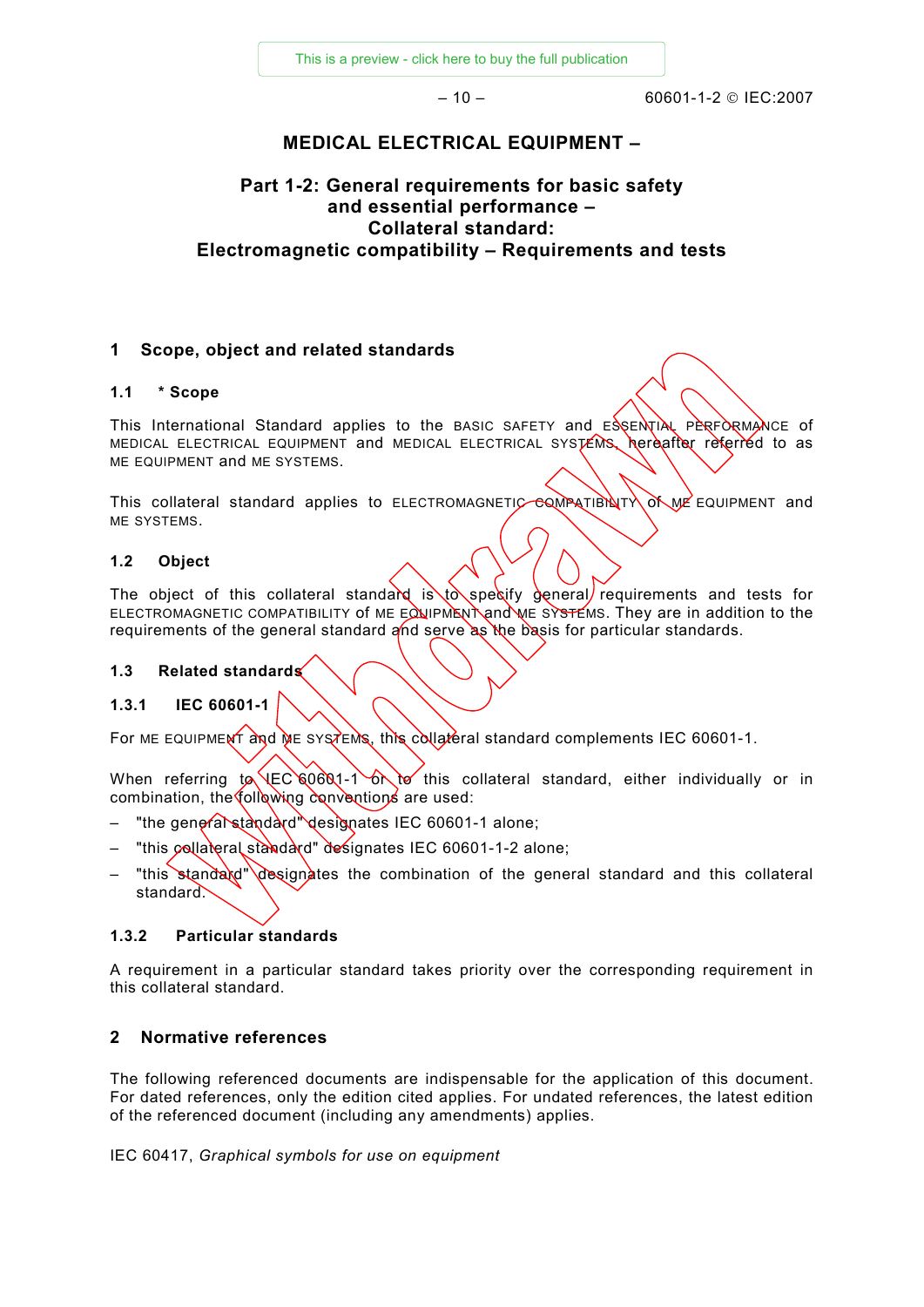# MEDICAL ELECTRICAL EQUIPMENT –

## Part 1-2: General requirements for basic safety and essential performance – Collateral standard: Electromagnetic compatibility – Requirements and tests

## 1 Scope, object and related standards

### 1.1 * Scope

This International Standard applies to the BASIC SAFETY and ESSENTIAL PERFORMANCE of MEDICAL ELECTRICAL EQUIPMENT and MEDICAL ELECTRICAL SYSTEMS, hereafter referred to as ME EQUIPMENT and ME SYSTEMS.

This collateral standard applies to ELECTROMAGNETIC COMPATIBILITY of ME EQUIPMENT and ME SYSTEMS.

### 1.2 Object

The object of this collateral standard is to specify general requirements and tests for ELECTROMAGNETIC COMPATIBILITY of ME EQUIPMENT and ME SYSTEMS. They are in addition to the requirements of the general standard and serve as the basis for particular standards.

### 1.3 Related standards

#### 1.3.1 IEC 60601-1

For ME EQUIPMENT and ME SYSTEMS, this collateral standard complements IEC 60601-1.

When referring to IEC 60601-1 or to this collateral standard, either individually or in combination, the following conventions are used:

– "the general standard" designates IEC 60601-1 alone;
– "this collateral standard" designates IEC 60601-1-2 alone;
– "this standard" designates the combination of the general standard and this collateral standard.

#### 1.3.2 Particular standards

A requirement in a particular standard takes priority over the corresponding requirement in this collateral standard.

## 2 Normative references

The following referenced documents are indispensable for the application of this document. For dated references, only the edition cited applies. For undated references, the latest edition of the referenced document (including any amendments) applies.

IEC 60417, *Graphical symbols for use on equipment*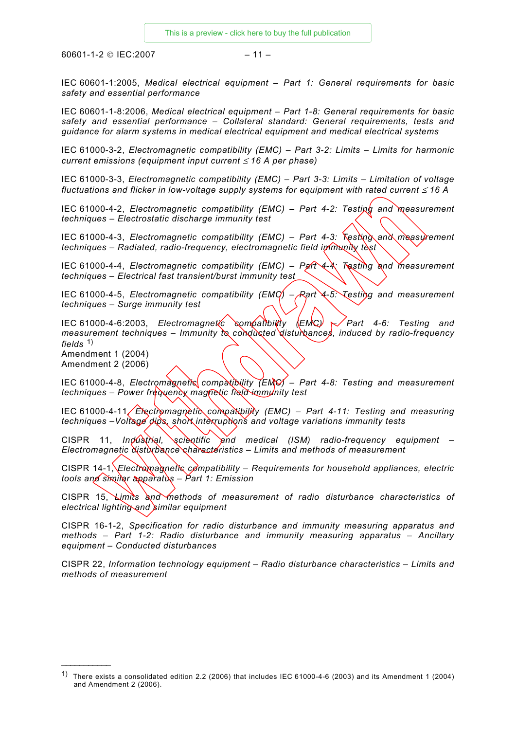IEC 60601-1:2005, *Medical electrical equipment – Part 1: General requirements for basic safety and essential performance*

IEC 60601-1-8:2006, *Medical electrical equipment – Part 1-8: General requirements for basic safety and essential performance – Collateral standard: General requirements, tests and guidance for alarm systems in medical electrical equipment and medical electrical systems*

IEC 61000-3-2, *Electromagnetic compatibility (EMC) – Part 3-2: Limits – Limits for harmonic current emissions (equipment input current ≤ 16 A per phase)*

IEC 61000-3-3, *Electromagnetic compatibility (EMC) – Part 3-3: Limits – Limitation of voltage fluctuations and flicker in low-voltage supply systems for equipment with rated current ≤ 16 A*

IEC 61000-4-2, *Electromagnetic compatibility (EMC) – Part 4-2: Testing and measurement techniques – Electrostatic discharge immunity test*

IEC 61000-4-3, *Electromagnetic compatibility (EMC) – Part 4-3: Testing and measurement techniques – Radiated, radio-frequency, electromagnetic field immunity test*

IEC 61000-4-4, *Electromagnetic compatibility (EMC) – Part 4-4: Testing and measurement techniques – Electrical fast transient/burst immunity test*

IEC 61000-4-5, *Electromagnetic compatibility (EMC) – Part 4-5: Testing and measurement techniques – Surge immunity test*

IEC 61000-4-6:2003, *Electromagnetic compatibility (EMC) – Part 4-6: Testing and measurement techniques – Immunity to conducted disturbances, induced by radio-frequency fields* [1)]
Amendment 1 (2004)
Amendment 2 (2006)

IEC 61000-4-8, *Electromagnetic compatibility (EMC) – Part 4-8: Testing and measurement techniques – Power frequency magnetic field immunity test*

IEC 61000-4-11, *Electromagnetic compatibility (EMC) – Part 4-11: Testing and measuring techniques –Voltage dips, short interruptions and voltage variations immunity tests*

CISPR 11, *Industrial, scientific and medical (ISM) radio-frequency equipment – Electromagnetic disturbance characteristics – Limits and methods of measurement*

CISPR 14-1, *Electromagnetic compatibility – Requirements for household appliances, electric tools and similar apparatus – Part 1: Emission*

CISPR 15, *Limits and methods of measurement of radio disturbance characteristics of electrical lighting and similar equipment*

CISPR 16-1-2, *Specification for radio disturbance and immunity measuring apparatus and methods – Part 1-2: Radio disturbance and immunity measuring apparatus – Ancillary equipment – Conducted disturbances*

CISPR 22, *Information technology equipment – Radio disturbance characteristics – Limits and methods of measurement*

---

[1)] There exists a consolidated edition 2.2 (2006) that includes IEC 61000-4-6 (2003) and its Amendment 1 (2004) and Amendment 2 (2006).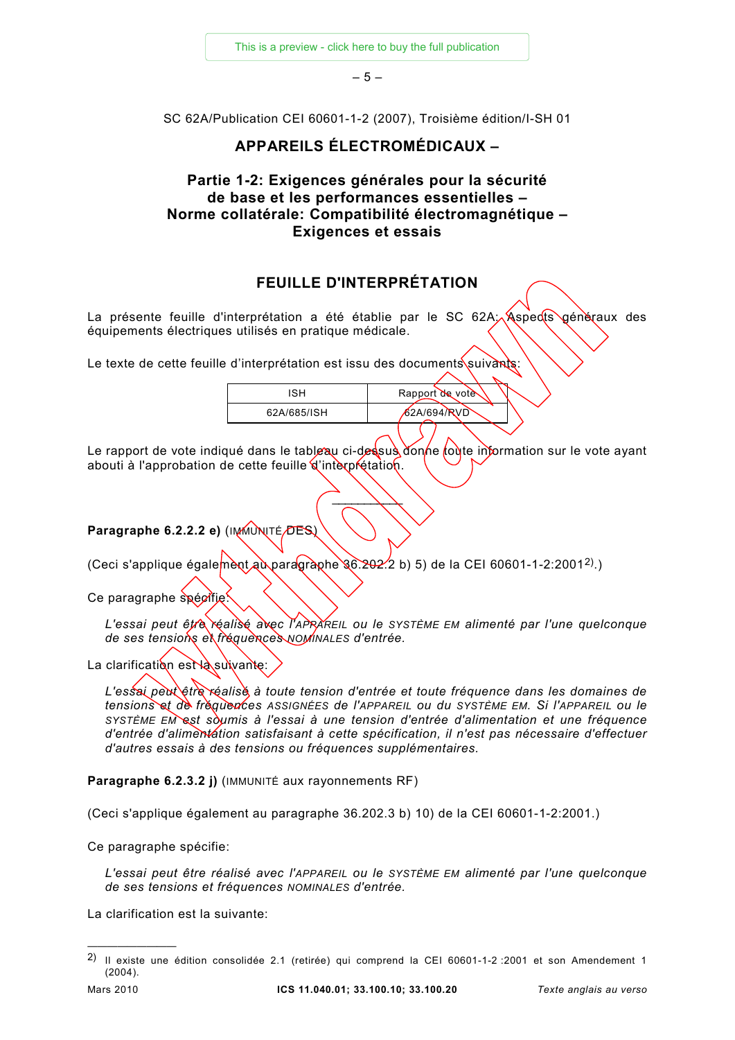SC 62A/Publication CEI 60601-1-2 (2007), Troisième édition/I-SH 01

# APPAREILS ÉLECTROMÉDICAUX –

## Partie 1-2: Exigences générales pour la sécurité de base et les performances essentielles – Norme collatérale: Compatibilité électromagnétique – Exigences et essais

## FEUILLE D'INTERPRÉTATION

La présente feuille d'interprétation a été établie par le SC 62A: Aspects généraux des équipements électriques utilisés en pratique médicale.

Le texte de cette feuille d'interprétation est issu des documents suivants:

| ISH | Rapport de vote |
|---|---|
| 62A/685/ISH | 62A/694/RVD |

Le rapport de vote indiqué dans le tableau ci-dessus donne toute information sur le vote ayant abouti à l'approbation de cette feuille d'interprétation.

---

**Paragraphe 6.2.2.2 e)** (IMMUNITÉ DES)

(Ceci s'applique également au paragraphe 36.202.2 b) 5) de la CEI 60601-1-2:2001[2].)

Ce paragraphe spécifie:

> *L'essai peut être réalisé avec l'APPAREIL ou le SYSTÈME EM alimenté par l'une quelconque de ses tensions et fréquences NOMINALES d'entrée.*

La clarification est la suivante:

> *L'essai peut être réalisé à toute tension d'entrée et toute fréquence dans les domaines de tensions et de fréquences ASSIGNÉES de l'APPAREIL ou du SYSTÈME EM. Si l'APPAREIL ou le SYSTÈME EM est soumis à l'essai à une tension d'entrée d'alimentation et une fréquence d'entrée d'alimentation satisfaisant à cette spécification, il n'est pas nécessaire d'effectuer d'autres essais à des tensions ou fréquences supplémentaires.*

**Paragraphe 6.2.3.2 j)** (IMMUNITÉ aux rayonnements RF)

(Ceci s'applique également au paragraphe 36.202.3 b) 10) de la CEI 60601-1-2:2001.)

Ce paragraphe spécifie:

> *L'essai peut être réalisé avec l'APPAREIL ou le SYSTÈME EM alimenté par l'une quelconque de ses tensions et fréquences NOMINALES d'entrée.*

La clarification est la suivante:

---

[2] Il existe une édition consolidée 2.1 (retirée) qui comprend la CEI 60601-1-2 :2001 et son Amendement 1 (2004).

Mars 2010 — ICS 11.040.01; 33.100.10; 33.100.20 — *Texte anglais au verso*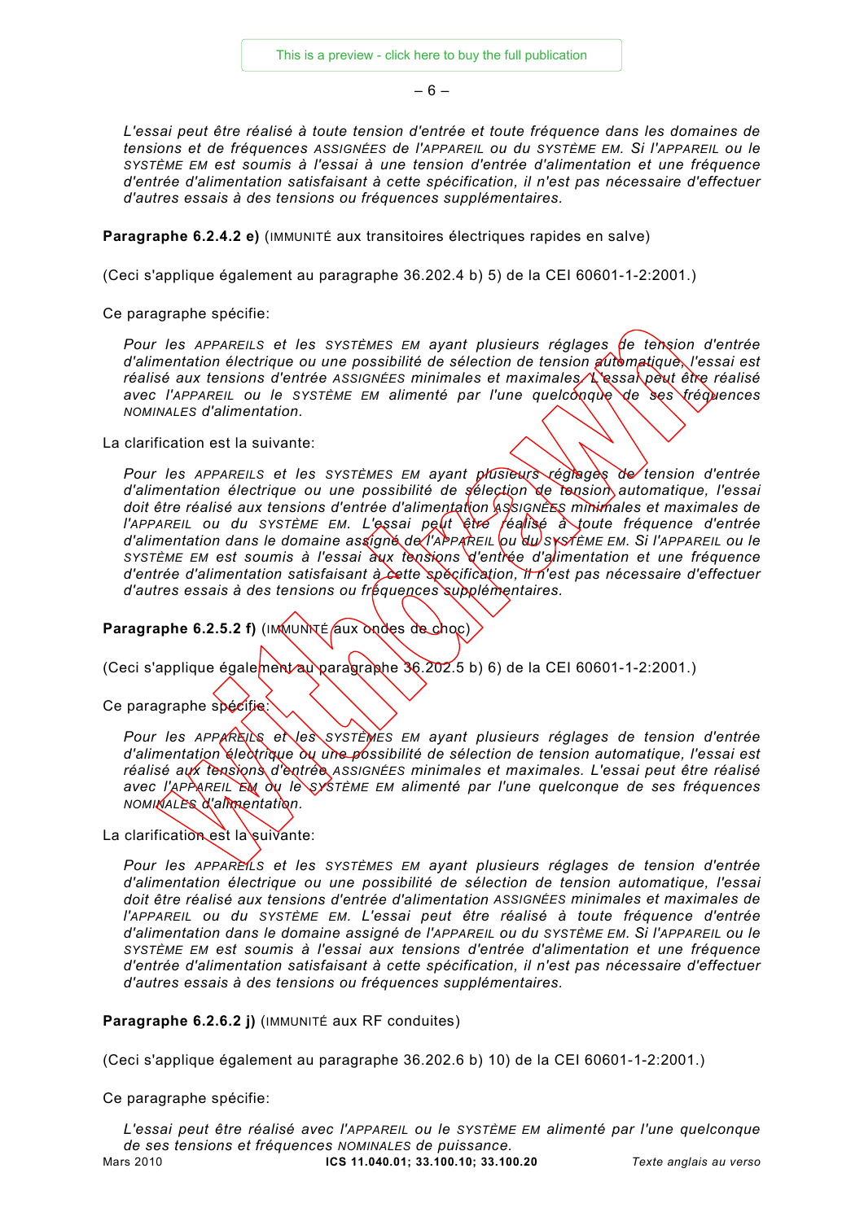*L'essai peut être réalisé à toute tension d'entrée et toute fréquence dans les domaines de tensions et de fréquences ASSIGNÉES de l'APPAREIL ou du SYSTÈME EM. Si l'APPAREIL ou le SYSTÈME EM est soumis à l'essai à une tension d'entrée d'alimentation et une fréquence d'entrée d'alimentation satisfaisant à cette spécification, il n'est pas nécessaire d'effectuer d'autres essais à des tensions ou fréquences supplémentaires.*

**Paragraphe 6.2.4.2 e)** (IMMUNITÉ aux transitoires électriques rapides en salve)

(Ceci s'applique également au paragraphe 36.202.4 b) 5) de la CEI 60601-1-2:2001.)

Ce paragraphe spécifie:

*Pour les APPAREILS et les SYSTÈMES EM ayant plusieurs réglages de tension d'entrée d'alimentation électrique ou une possibilité de sélection de tension automatique, l'essai est réalisé aux tensions d'entrée ASSIGNÉES minimales et maximales. L'essai peut être réalisé avec l'APPAREIL ou le SYSTÈME EM alimenté par l'une quelconque de ses fréquences NOMINALES d'alimentation.*

La clarification est la suivante:

*Pour les APPAREILS et les SYSTÈMES EM ayant plusieurs réglages de tension d'entrée d'alimentation électrique ou une possibilité de sélection de tension automatique, l'essai doit être réalisé aux tensions d'entrée d'alimentation ASSIGNÉES minimales et maximales de l'APPAREIL ou du SYSTÈME EM. L'essai peut être réalisé à toute fréquence d'entrée d'alimentation dans le domaine assigné de l'APPAREIL ou du SYSTÈME EM. Si l'APPAREIL ou le SYSTÈME EM est soumis à l'essai aux tensions d'entrée d'alimentation et une fréquence d'entrée d'alimentation satisfaisant à cette spécification, il n'est pas nécessaire d'effectuer d'autres essais à des tensions ou fréquences supplémentaires.*

**Paragraphe 6.2.5.2 f)** (IMMUNITÉ aux ondes de choc)

(Ceci s'applique également au paragraphe 36.202.5 b) 6) de la CEI 60601-1-2:2001.)

Ce paragraphe spécifie:

*Pour les APPAREILS et les SYSTÈMES EM ayant plusieurs réglages de tension d'entrée d'alimentation électrique ou une possibilité de sélection de tension automatique, l'essai est réalisé aux tensions d'entrée ASSIGNÉES minimales et maximales. L'essai peut être réalisé avec l'APPAREIL EM ou le SYSTÈME EM alimenté par l'une quelconque de ses fréquences NOMINALES d'alimentation.*

La clarification est la suivante:

*Pour les APPAREILS et les SYSTÈMES EM ayant plusieurs réglages de tension d'entrée d'alimentation électrique ou une possibilité de sélection de tension automatique, l'essai doit être réalisé aux tensions d'entrée d'alimentation ASSIGNÉES minimales et maximales de l'APPAREIL ou du SYSTÈME EM. L'essai peut être réalisé à toute fréquence d'entrée d'alimentation dans le domaine assigné de l'APPAREIL ou du SYSTÈME EM. Si l'APPAREIL ou le SYSTÈME EM est soumis à l'essai aux tensions d'entrée d'alimentation et une fréquence d'entrée d'alimentation satisfaisant à cette spécification, il n'est pas nécessaire d'effectuer d'autres essais à des tensions ou fréquences supplémentaires.*

**Paragraphe 6.2.6.2 j)** (IMMUNITÉ aux RF conduites)

(Ceci s'applique également au paragraphe 36.202.6 b) 10) de la CEI 60601-1-2:2001.)

Ce paragraphe spécifie:

*L'essai peut être réalisé avec l'APPAREIL ou le SYSTÈME EM alimenté par l'une quelconque de ses tensions et fréquences NOMINALES de puissance.*

Mars 2010 **ICS 11.040.01; 33.100.10; 33.100.20** *Texte anglais au verso*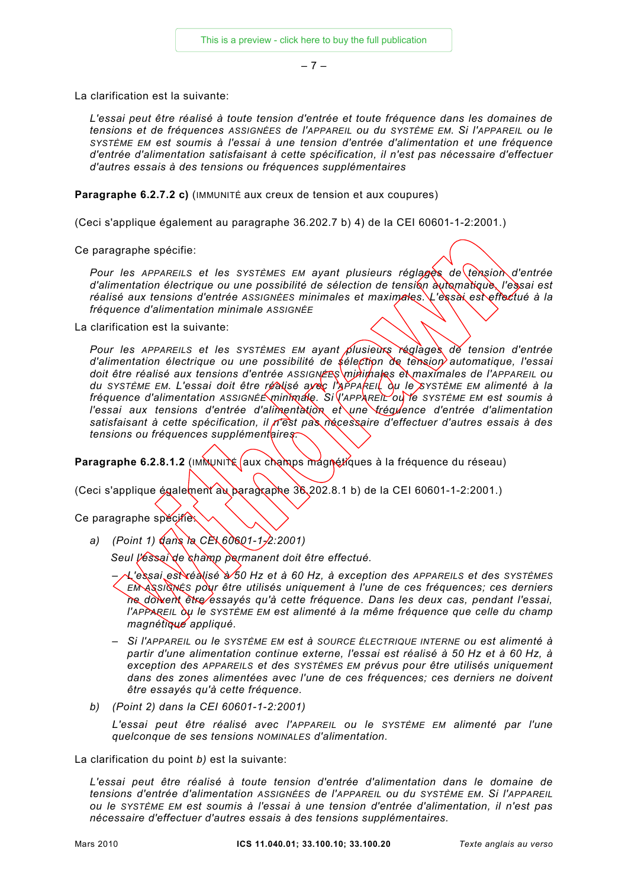La clarification est la suivante:

> *L'essai peut être réalisé à toute tension d'entrée et toute fréquence dans les domaines de tensions et de fréquences ASSIGNÉES de l'APPAREIL ou du SYSTÈME EM. Si l'APPAREIL ou le SYSTÈME EM est soumis à l'essai à une tension d'entrée d'alimentation et une fréquence d'entrée d'alimentation satisfaisant à cette spécification, il n'est pas nécessaire d'effectuer d'autres essais à des tensions ou fréquences supplémentaires*

**Paragraphe 6.2.7.2 c)** (IMMUNITÉ aux creux de tension et aux coupures)

(Ceci s'applique également au paragraphe 36.202.7 b) 4) de la CEI 60601-1-2:2001.)

Ce paragraphe spécifie:

> *Pour les APPAREILS et les SYSTÈMES EM ayant plusieurs réglages de tension d'entrée d'alimentation électrique ou une possibilité de sélection de tension automatique, l'essai est réalisé aux tensions d'entrée ASSIGNÉES minimales et maximales. L'essai est effectué à la fréquence d'alimentation minimale ASSIGNÉE*

La clarification est la suivante:

> *Pour les APPAREILS et les SYSTÈMES EM ayant plusieurs réglages de tension d'entrée d'alimentation électrique ou une possibilité de sélection de tension automatique, l'essai doit être réalisé aux tensions d'entrée ASSIGNÉES minimales et maximales de l'APPAREIL ou du SYSTÈME EM. L'essai doit être réalisé avec l'APPAREIL ou le SYSTÈME EM alimenté à la fréquence d'alimentation ASSIGNÉE minimale. Si l'APPAREIL ou le SYSTÈME EM est soumis à l'essai aux tensions d'entrée d'alimentation et une fréquence d'entrée d'alimentation satisfaisant à cette spécification, il n'est pas nécessaire d'effectuer d'autres essais à des tensions ou fréquences supplémentaires.*

**Paragraphe 6.2.8.1.2** (IMMUNITÉ aux champs magnétiques à la fréquence du réseau)

(Ceci s'applique également au paragraphe 36.202.8.1 b) de la CEI 60601-1-2:2001.)

Ce paragraphe spécifie:

*a)* *(Point 1) dans la CEI 60601-1-2:2001)*

*Seul l'essai de champ permanent doit être effectué.*

- *L'essai est réalisé à 50 Hz et à 60 Hz, à exception des APPAREILS et des SYSTÈMES EM ASSIGNÉS pour être utilisés uniquement à l'une de ces fréquences; ces derniers ne doivent être essayés qu'à cette fréquence. Dans les deux cas, pendant l'essai, l'APPAREIL ou le SYSTÈME EM est alimenté à la même fréquence que celle du champ magnétique appliqué.*
- *Si l'APPAREIL ou le SYSTÈME EM est à SOURCE ÉLECTRIQUE INTERNE ou est alimenté à partir d'une alimentation continue externe, l'essai est réalisé à 50 Hz et à 60 Hz, à exception des APPAREILS et des SYSTÈMES EM prévus pour être utilisés uniquement dans des zones alimentées avec l'une de ces fréquences; ces derniers ne doivent être essayés qu'à cette fréquence.*

*b)* *(Point 2) dans la CEI 60601-1-2:2001)*

*L'essai peut être réalisé avec l'APPAREIL ou le SYSTÈME EM alimenté par l'une quelconque de ses tensions NOMINALES d'alimentation.*

La clarification du point *b)* est la suivante:

> *L'essai peut être réalisé à toute tension d'entrée d'alimentation dans le domaine de tensions d'entrée d'alimentation ASSIGNÉES de l'APPAREIL ou du SYSTÈME EM. Si l'APPAREIL ou le SYSTÈME EM est soumis à l'essai à une tension d'entrée d'alimentation, il n'est pas nécessaire d'effectuer d'autres essais à des tensions supplémentaires.*

Mars 2010 — ICS 11.040.01; 33.100.10; 33.100.20 — *Texte anglais au verso*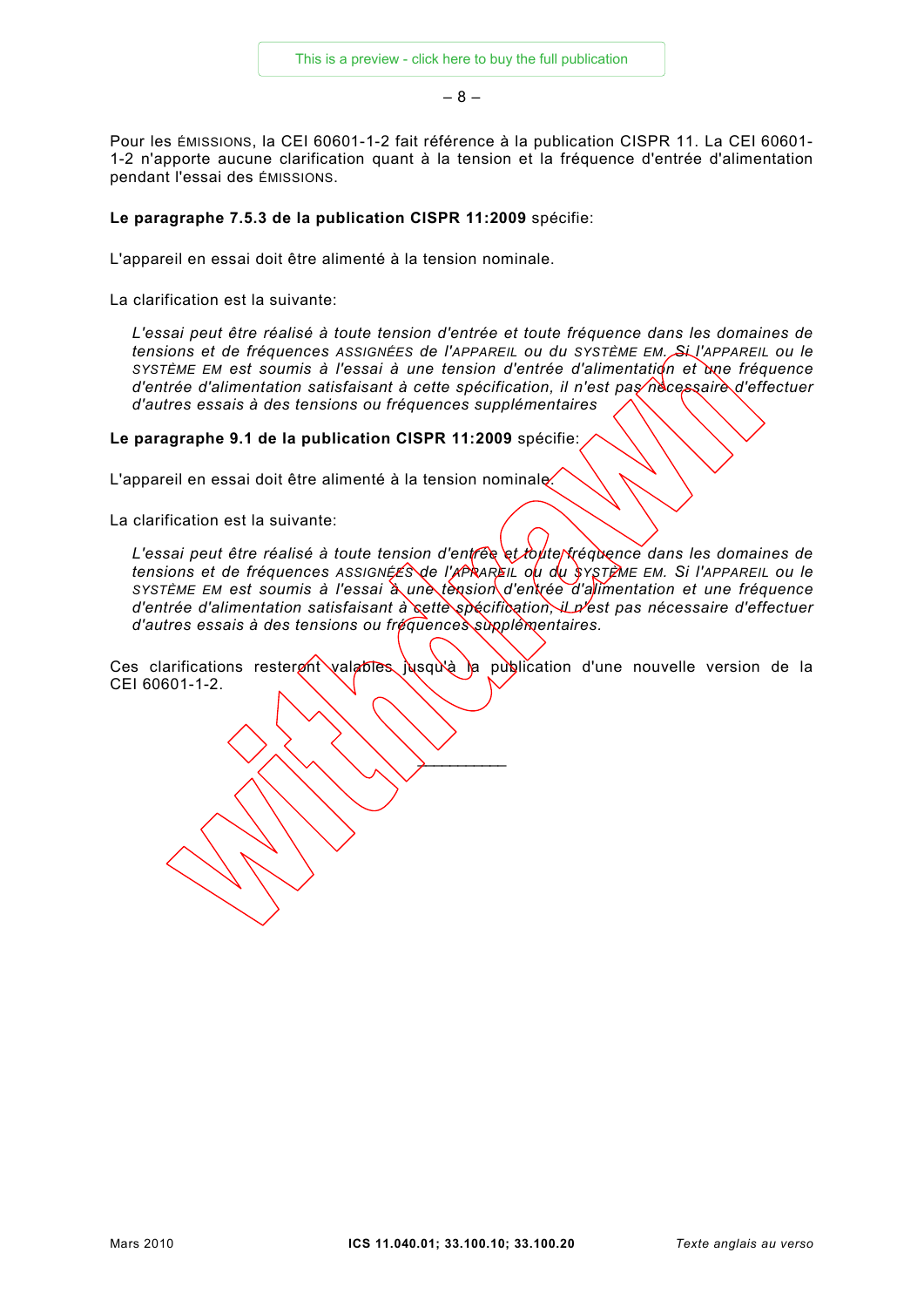Pour les ÉMISSIONS, la CEI 60601-1-2 fait référence à la publication CISPR 11. La CEI 60601-1-2 n'apporte aucune clarification quant à la tension et la fréquence d'entrée d'alimentation pendant l'essai des ÉMISSIONS.

**Le paragraphe 7.5.3 de la publication CISPR 11:2009** spécifie:

L'appareil en essai doit être alimenté à la tension nominale.

La clarification est la suivante:

> *L'essai peut être réalisé à toute tension d'entrée et toute fréquence dans les domaines de tensions et de fréquences ASSIGNÉES de l'APPAREIL ou du SYSTÈME EM. Si l'APPAREIL ou le SYSTÈME EM est soumis à l'essai à une tension d'entrée d'alimentation et une fréquence d'entrée d'alimentation satisfaisant à cette spécification, il n'est pas nécessaire d'effectuer d'autres essais à des tensions ou fréquences supplémentaires*

**Le paragraphe 9.1 de la publication CISPR 11:2009** spécifie:

L'appareil en essai doit être alimenté à la tension nominale.

La clarification est la suivante:

> *L'essai peut être réalisé à toute tension d'entrée et toute fréquence dans les domaines de tensions et de fréquences ASSIGNÉES de l'APPAREIL ou du SYSTÈME EM. Si l'APPAREIL ou le SYSTÈME EM est soumis à l'essai à une tension d'entrée d'alimentation et une fréquence d'entrée d'alimentation satisfaisant à cette spécification, il n'est pas nécessaire d'effectuer d'autres essais à des tensions ou fréquences supplémentaires.*

Ces clarifications resteront valables jusqu'à la publication d'une nouvelle version de la CEI 60601-1-2.

___________

Mars 2010 **ICS 11.040.01; 33.100.10; 33.100.20** *Texte anglais au verso*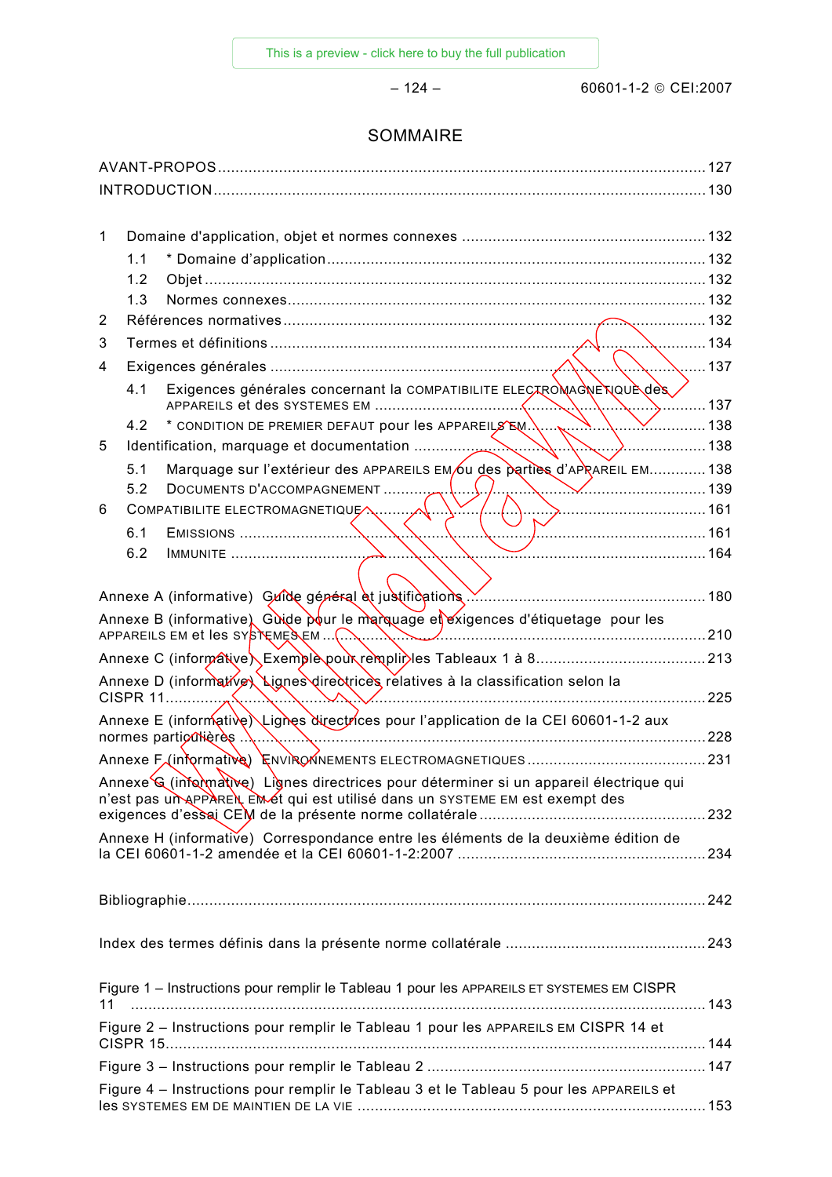# SOMMAIRE

AVANT-PROPOS ........................................................................................................ 127
INTRODUCTION ...................................................................................................... 130

1 Domaine d'application, objet et normes connexes ........................................................ 132
  1.1 * Domaine d'application ........................................................................................ 132
  1.2 Objet ................................................................................................................... 132
  1.3 Normes connexes ................................................................................................ 132
2 Références normatives ................................................................................................ 132
3 Termes et définitions ................................................................................................... 134
4 Exigences générales .................................................................................................... 137
  4.1 Exigences générales concernant la COMPATIBILITE ELECTROMAGNETIQUE des APPAREILS et des SYSTEMES EM .................................................................................. 137
  4.2 * CONDITION DE PREMIER DEFAUT pour les APPAREILS EM ........................................ 138
5 Identification, marquage et documentation .................................................................... 138
  5.1 Marquage sur l'extérieur des APPAREILS EM ou des parties d'APPAREIL EM ............... 138
  5.2 DOCUMENTS D'ACCOMPAGNEMENT ............................................................................ 139
6 COMPATIBILITE ELECTROMAGNETIQUE ................................................................................ 161
  6.1 EMISSIONS ............................................................................................................. 161
  6.2 IMMUNITE ............................................................................................................... 164

Annexe A (informative) Guide général et justifications .................................................... 180
Annexe B (informative) Guide pour le marquage et exigences d'étiquetage pour les APPAREILS EM et les SYSTEMES EM ...................................................................................... 210
Annexe C (informative) Exemple pour remplir les Tableaux 1 à 8 ...................................... 213
Annexe D (informative) Lignes directrices relatives à la classification selon la CISPR 11 ................................................................................................................... 225
Annexe E (informative) Lignes directrices pour l'application de la CEI 60601-1-2 aux normes particulières ..................................................................................................... 228
Annexe F (informative) ENVIRONNEMENTS ELECTROMAGNETIQUES ............................................ 231
Annexe G (informative) Lignes directrices pour déterminer si un appareil électrique qui n'est pas un APPAREIL EM et qui est utilisé dans un SYSTEME EM est exempt des exigences d'essai CEM de la présente norme collatérale ................................................... 232
Annexe H (informative) Correspondance entre les éléments de la deuxième édition de la CEI 60601-1-2 amendée et la CEI 60601-1-2:2007 ........................................................ 234

Bibliographie ................................................................................................................. 242

Index des termes définis dans la présente norme collatérale ............................................. 243

Figure 1 – Instructions pour remplir le Tableau 1 pour les APPAREILS ET SYSTEMES EM CISPR 11 ........................................................................................................................ 143
Figure 2 – Instructions pour remplir le Tableau 1 pour les APPAREILS EM CISPR 14 et CISPR 15 ....................................................................................................................... 144
Figure 3 – Instructions pour remplir le Tableau 2 ............................................................. 147
Figure 4 – Instructions pour remplir le Tableau 3 et le Tableau 5 pour les APPAREILS et les SYSTEMES EM DE MAINTIEN DE LA VIE ........................................................................... 153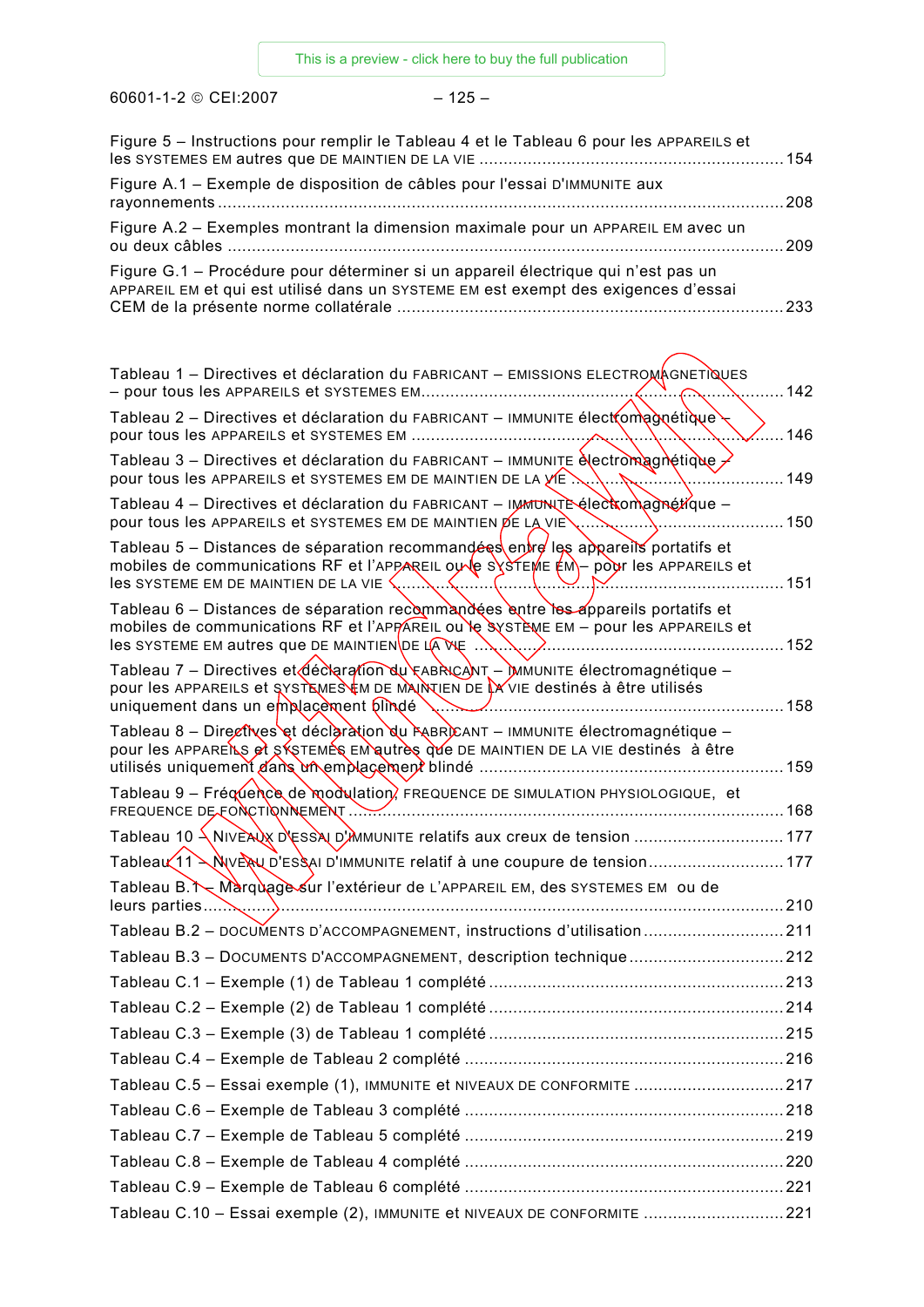Figure 5 – Instructions pour remplir le Tableau 4 et le Tableau 6 pour les APPAREILS et les SYSTEMES EM autres que DE MAINTIEN DE LA VIE ............................................................. 154

Figure A.1 – Exemple de disposition de câbles pour l'essai D'IMMUNITE aux rayonnements ....................................................................................................................... 208

Figure A.2 – Exemples montrant la dimension maximale pour un APPAREIL EM avec un ou deux câbles ................................................................................................................... 209

Figure G.1 – Procédure pour déterminer si un appareil électrique qui n'est pas un APPAREIL EM et qui est utilisé dans un SYSTEME EM est exempt des exigences d'essai CEM de la présente norme collatérale ................................................................................ 233

Tableau 1 – Directives et déclaration du FABRICANT – EMISSIONS ELECTROMAGNETIQUES – pour tous les APPAREILS et SYSTEMES EM............................................................................ 142

Tableau 2 – Directives et déclaration du FABRICANT – IMMUNITE électromagnétique – pour tous les APPAREILS et SYSTEMES EM ........................................................................... 146

Tableau 3 – Directives et déclaration du FABRICANT – IMMUNITE électromagnétique – pour tous les APPAREILS et SYSTEMES EM DE MAINTIEN DE LA VIE ............................................ 149

Tableau 4 – Directives et déclaration du FABRICANT – IMMUNITE électromagnétique – pour tous les APPAREILS et SYSTEMES EM DE MAINTIEN DE LA VIE ............................................ 150

Tableau 5 – Distances de séparation recommandées entre les appareils portatifs et mobiles de communications RF et l'APPAREIL ou le SYSTEME EM – pour les APPAREILS et les SYSTEME EM DE MAINTIEN DE LA VIE ................................................................................ 151

Tableau 6 – Distances de séparation recommandées entre les appareils portatifs et mobiles de communications RF et l'APPAREIL ou le SYSTEME EM – pour les APPAREILS et les SYSTEME EM autres que DE MAINTIEN DE LA VIE ............................................................. 152

Tableau 7 – Directives et déclaration du FABRICANT – IMMUNITE électromagnétique – pour les APPAREILS et SYSTEMES EM DE MAINTIEN DE LA VIE destinés à être utilisés uniquement dans un emplacement blindé .......................................................................... 158

Tableau 8 – Directives et déclaration du FABRICANT – IMMUNITE électromagnétique – pour les APPAREILS et SYSTEMES EM autres que DE MAINTIEN DE LA VIE destinés à être utilisés uniquement dans un emplacement blindé ............................................................... 159

Tableau 9 – Fréquence de modulation, FREQUENCE DE SIMULATION PHYSIOLOGIQUE, et FREQUENCE DE FONCTIONNEMENT ......................................................................................... 168

Tableau 10 – NIVEAUX D'ESSAI D'IMMUNITE relatifs aux creux de tension ............................... 177

Tableau 11 – NIVEAU D'ESSAI D'IMMUNITE relatif à une coupure de tension............................ 177

Tableau B.1 – Marquage sur l'extérieur de L'APPAREIL EM, des SYSTEMES EM ou de leurs parties.......................................................................................................................... 210

Tableau B.2 – DOCUMENTS D'ACCOMPAGNEMENT, instructions d'utilisation ............................. 211

Tableau B.3 – DOCUMENTS D'ACCOMPAGNEMENT, description technique ................................ 212

Tableau C.1 – Exemple (1) de Tableau 1 complété ............................................................. 213

Tableau C.2 – Exemple (2) de Tableau 1 complété ............................................................. 214

Tableau C.3 – Exemple (3) de Tableau 1 complété ............................................................. 215

Tableau C.4 – Exemple de Tableau 2 complété .................................................................. 216

Tableau C.5 – Essai exemple (1), IMMUNITE et NIVEAUX DE CONFORMITE ............................... 217

Tableau C.6 – Exemple de Tableau 3 complété .................................................................. 218

Tableau C.7 – Exemple de Tableau 5 complété .................................................................. 219

Tableau C.8 – Exemple de Tableau 4 complété .................................................................. 220

Tableau C.9 – Exemple de Tableau 6 complété .................................................................. 221

Tableau C.10 – Essai exemple (2), IMMUNITE et NIVEAUX DE CONFORMITE ............................. 221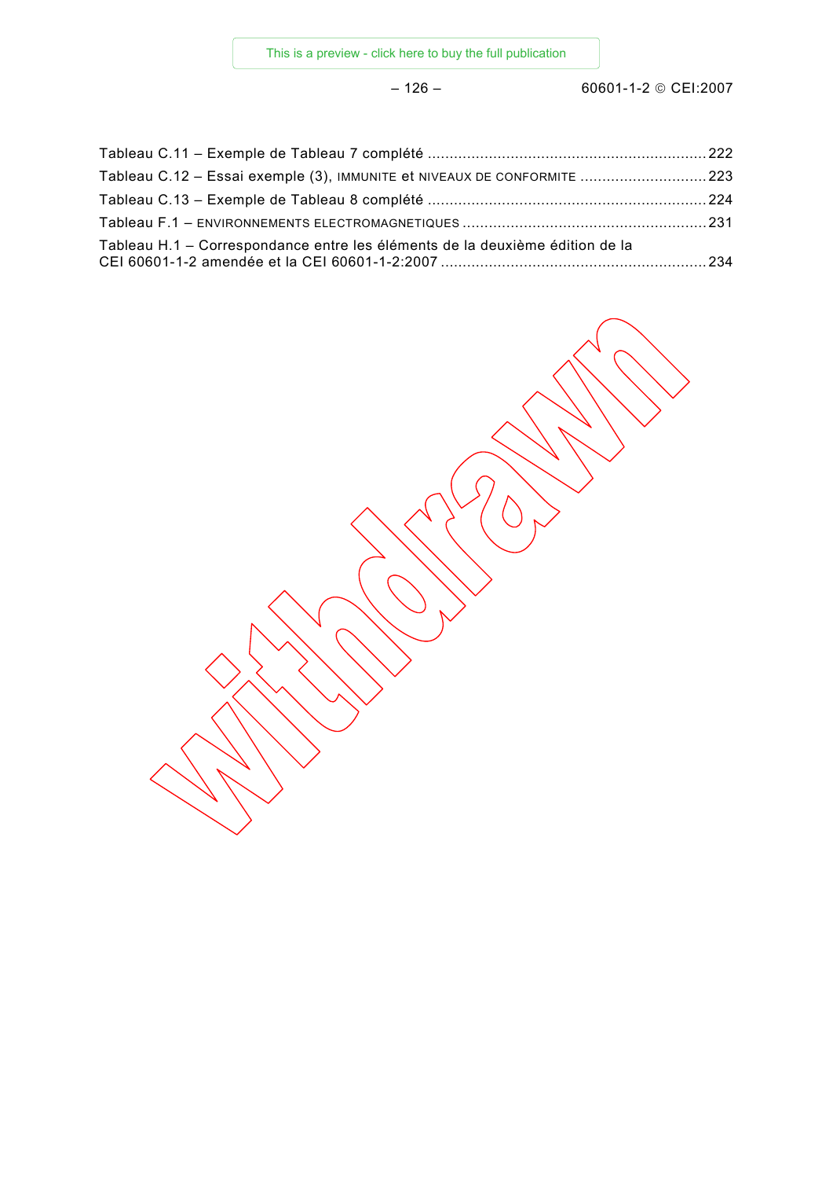Tableau C.11 – Exemple de Tableau 7 complété ............................................................... 222

Tableau C.12 – Essai exemple (3), IMMUNITE et NIVEAUX DE CONFORMITE ............................ 223

Tableau C.13 – Exemple de Tableau 8 complété ............................................................... 224

Tableau F.1 – ENVIRONNEMENTS ELECTROMAGNETIQUES ....................................................... 231

Tableau H.1 – Correspondance entre les éléments de la deuxième édition de la CEI 60601-1-2 amendée et la CEI 60601-1-2:2007 ........................................................... 234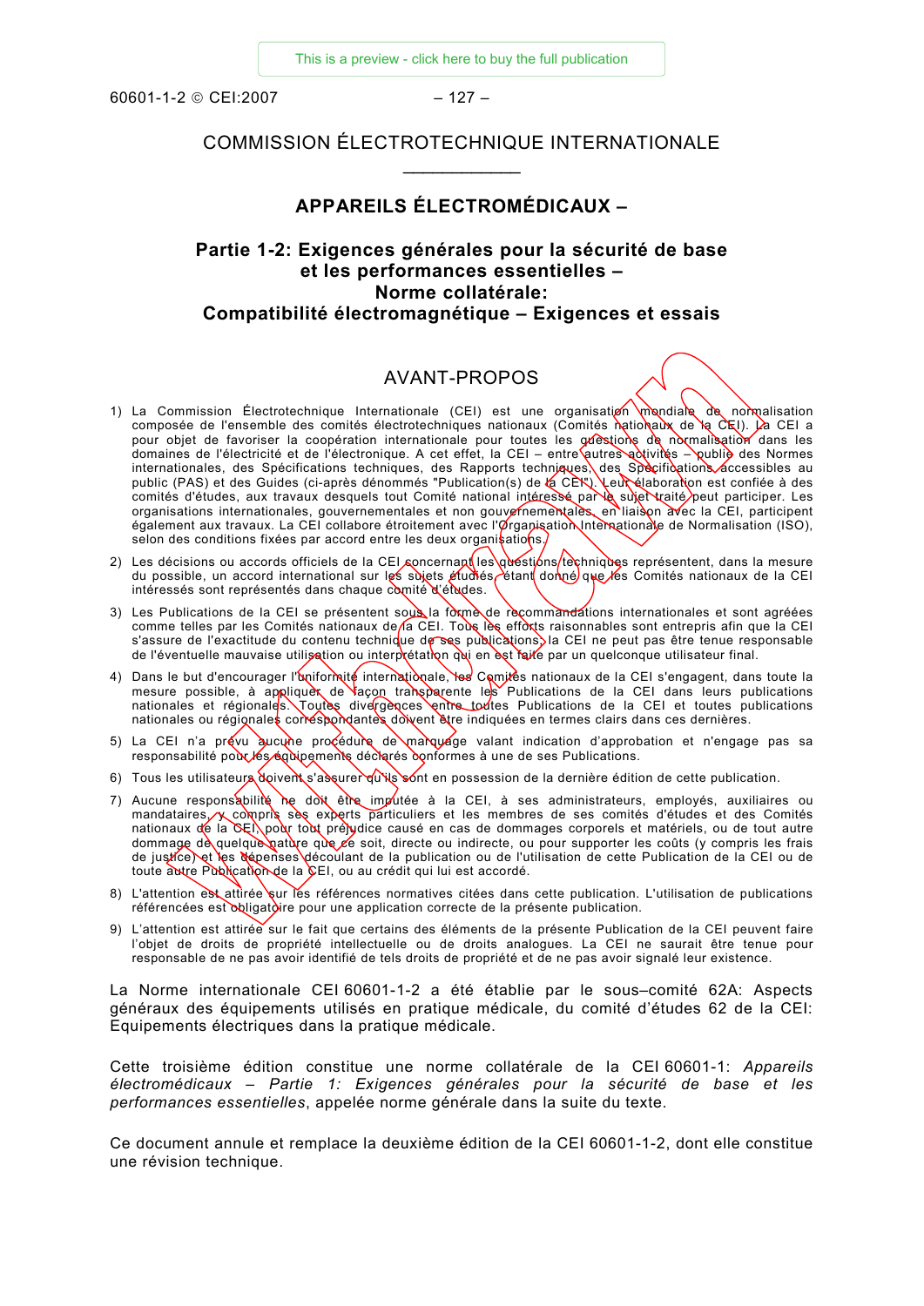# COMMISSION ÉLECTROTECHNIQUE INTERNATIONALE

___________

## APPAREILS ÉLECTROMÉDICAUX –

## Partie 1-2: Exigences générales pour la sécurité de base et les performances essentielles – Norme collatérale: Compatibilité électromagnétique – Exigences et essais

### AVANT-PROPOS

1) La Commission Électrotechnique Internationale (CEI) est une organisation mondiale de normalisation composée de l'ensemble des comités électrotechniques nationaux (Comités nationaux de la CEI). La CEI a pour objet de favoriser la coopération internationale pour toutes les questions de normalisation dans les domaines de l'électricité et de l'électronique. A cet effet, la CEI – entre autres activités – publie des Normes internationales, des Spécifications techniques, des Rapports techniques, des Spécifications accessibles au public (PAS) et des Guides (ci-après dénommés "Publication(s) de la CEI"). Leur élaboration est confiée à des comités d'études, aux travaux desquels tout Comité national intéressé par le sujet traité peut participer. Les organisations internationales, gouvernementales et non gouvernementales, en liaison avec la CEI, participent également aux travaux. La CEI collabore étroitement avec l'Organisation Internationale de Normalisation (ISO), selon des conditions fixées par accord entre les deux organisations.
2) Les décisions ou accords officiels de la CEI concernant les questions techniques représentent, dans la mesure du possible, un accord international sur les sujets étudiés, étant donné que les Comités nationaux de la CEI intéressés sont représentés dans chaque comité d'études.
3) Les Publications de la CEI se présentent sous la forme de recommandations internationales et sont agréées comme telles par les Comités nationaux de la CEI. Tous les efforts raisonnables sont entrepris afin que la CEI s'assure de l'exactitude du contenu technique de ses publications; la CEI ne peut pas être tenue responsable de l'éventuelle mauvaise utilisation ou interprétation qui en est faite par un quelconque utilisateur final.
4) Dans le but d'encourager l'uniformité internationale, les Comités nationaux de la CEI s'engagent, dans toute la mesure possible, à appliquer de façon transparente les Publications de la CEI dans leurs publications nationales et régionales. Toutes divergences entre toutes Publications de la CEI et toutes publications nationales ou régionales correspondantes doivent être indiquées en termes clairs dans ces dernières.
5) La CEI n'a prévu aucune procédure de marquage valant indication d'approbation et n'engage pas sa responsabilité pour les équipements déclarés conformes à une de ses Publications.
6) Tous les utilisateurs doivent s'assurer qu'ils sont en possession de la dernière édition de cette publication.
7) Aucune responsabilité ne doit être imputée à la CEI, à ses administrateurs, employés, auxiliaires ou mandataires, y compris ses experts particuliers et les membres de ses comités d'études et des Comités nationaux de la CEI, pour tout préjudice causé en cas de dommages corporels et matériels, ou de tout autre dommage de quelque nature que ce soit, directe ou indirecte, ou pour supporter les coûts (y compris les frais de justice) et les dépenses découlant de la publication ou de l'utilisation de cette Publication de la CEI ou de toute autre Publication de la CEI, ou au crédit qui lui est accordé.
8) L'attention est attirée sur les références normatives citées dans cette publication. L'utilisation de publications référencées est obligatoire pour une application correcte de la présente publication.
9) L'attention est attirée sur le fait que certains des éléments de la présente Publication de la CEI peuvent faire l'objet de droits de propriété intellectuelle ou de droits analogues. La CEI ne saurait être tenue pour responsable de ne pas avoir identifié de tels droits de propriété et de ne pas avoir signalé leur existence.

La Norme internationale CEI 60601-1-2 a été établie par le sous–comité 62A: Aspects généraux des équipements utilisés en pratique médicale, du comité d'études 62 de la CEI: Equipements électriques dans la pratique médicale.

Cette troisième édition constitue une norme collatérale de la CEI 60601-1: *Appareils électromédicaux – Partie 1: Exigences générales pour la sécurité de base et les performances essentielles*, appelée norme générale dans la suite du texte.

Ce document annule et remplace la deuxième édition de la CEI 60601-1-2, dont elle constitue une révision technique.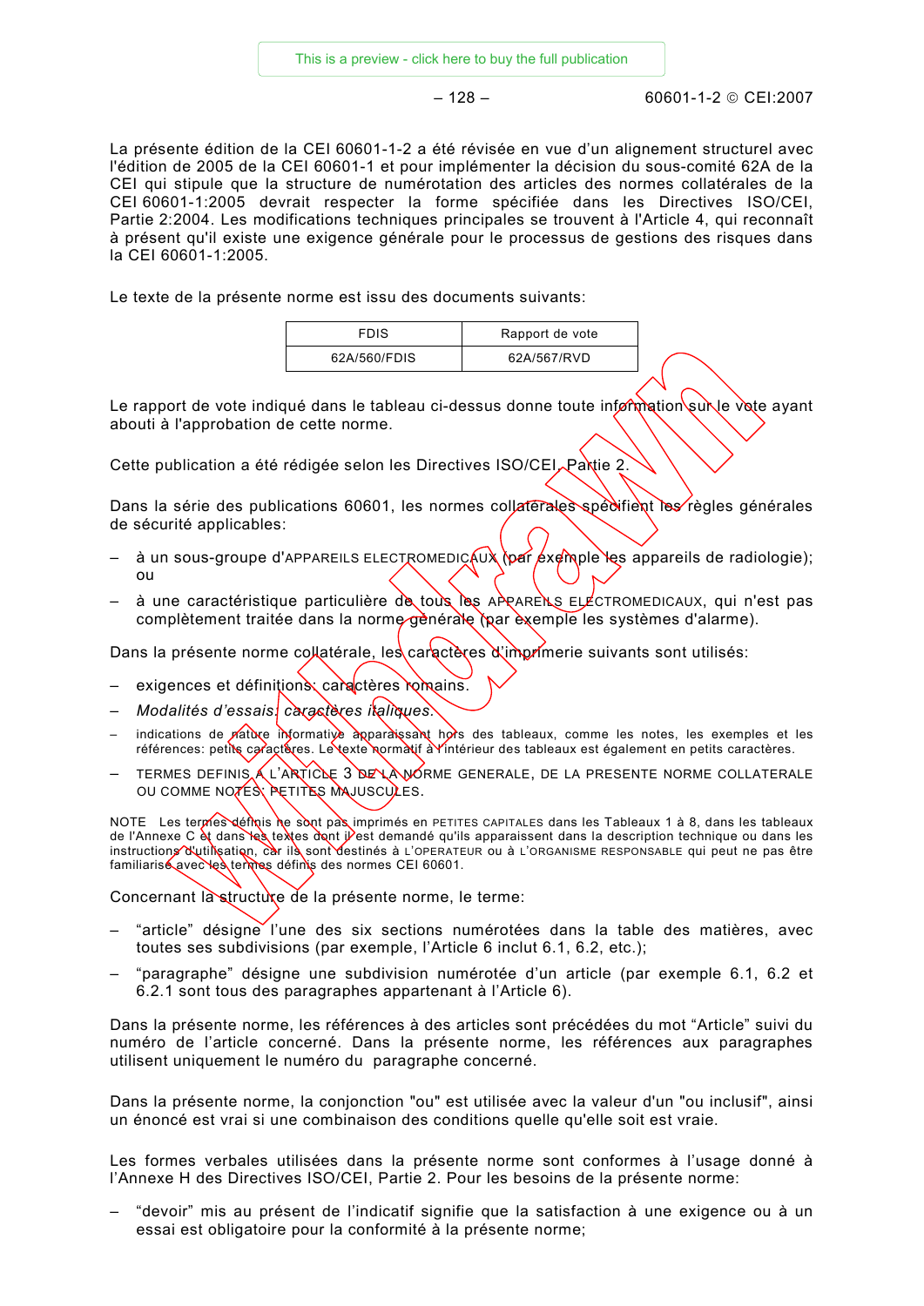La présente édition de la CEI 60601-1-2 a été révisée en vue d'un alignement structurel avec l'édition de 2005 de la CEI 60601-1 et pour implémenter la décision du sous-comité 62A de la CEI qui stipule que la structure de numérotation des articles des normes collatérales de la CEI 60601-1:2005 devrait respecter la forme spécifiée dans les Directives ISO/CEI, Partie 2:2004. Les modifications techniques principales se trouvent à l'Article 4, qui reconnaît à présent qu'il existe une exigence générale pour le processus de gestions des risques dans la CEI 60601-1:2005.

Le texte de la présente norme est issu des documents suivants:

| FDIS | Rapport de vote |
|---|---|
| 62A/560/FDIS | 62A/567/RVD |

Le rapport de vote indiqué dans le tableau ci-dessus donne toute information sur le vote ayant abouti à l'approbation de cette norme.

Cette publication a été rédigée selon les Directives ISO/CEI, Partie 2.

Dans la série des publications 60601, les normes collatérales spécifient les règles générales de sécurité applicables:

- à un sous-groupe d'APPAREILS ELECTROMEDICAUX (par exemple les appareils de radiologie); ou
- à une caractéristique particulière de tous les APPAREILS ELECTROMEDICAUX, qui n'est pas complètement traitée dans la norme générale (par exemple les systèmes d'alarme).

Dans la présente norme collatérale, les caractères d'imprimerie suivants sont utilisés:

- exigences et définitions: caractères romains.
- *Modalités d'essais: caractères italiques.*
- indications de nature informative apparaissant hors des tableaux, comme les notes, les exemples et les références: petits caractères. Le texte normatif à l'intérieur des tableaux est également en petits caractères.
- TERMES DEFINIS A L'ARTICLE 3 DE LA NORME GENERALE, DE LA PRESENTE NORME COLLATERALE OU COMME NOTES: PETITES MAJUSCULES.

NOTE Les termes définis ne sont pas imprimés en PETITES CAPITALES dans les Tableaux 1 à 8, dans les tableaux de l'Annexe C et dans les textes dont il est demandé qu'ils apparaissent dans la description technique ou dans les instructions d'utilisation, car ils sont destinés à L'OPERATEUR ou à L'ORGANISME RESPONSABLE qui peut ne pas être familiarisé avec les termes définis des normes CEI 60601.

Concernant la structure de la présente norme, le terme:

- "article" désigne l'une des six sections numérotées dans la table des matières, avec toutes ses subdivisions (par exemple, l'Article 6 inclut 6.1, 6.2, etc.);
- "paragraphe" désigne une subdivision numérotée d'un article (par exemple 6.1, 6.2 et 6.2.1 sont tous des paragraphes appartenant à l'Article 6).

Dans la présente norme, les références à des articles sont précédées du mot "Article" suivi du numéro de l'article concerné. Dans la présente norme, les références aux paragraphes utilisent uniquement le numéro du paragraphe concerné.

Dans la présente norme, la conjonction "ou" est utilisée avec la valeur d'un "ou inclusif", ainsi un énoncé est vrai si une combinaison des conditions quelle qu'elle soit est vraie.

Les formes verbales utilisées dans la présente norme sont conformes à l'usage donné à l'Annexe H des Directives ISO/CEI, Partie 2. Pour les besoins de la présente norme:

- "devoir" mis au présent de l'indicatif signifie que la satisfaction à une exigence ou à un essai est obligatoire pour la conformité à la présente norme;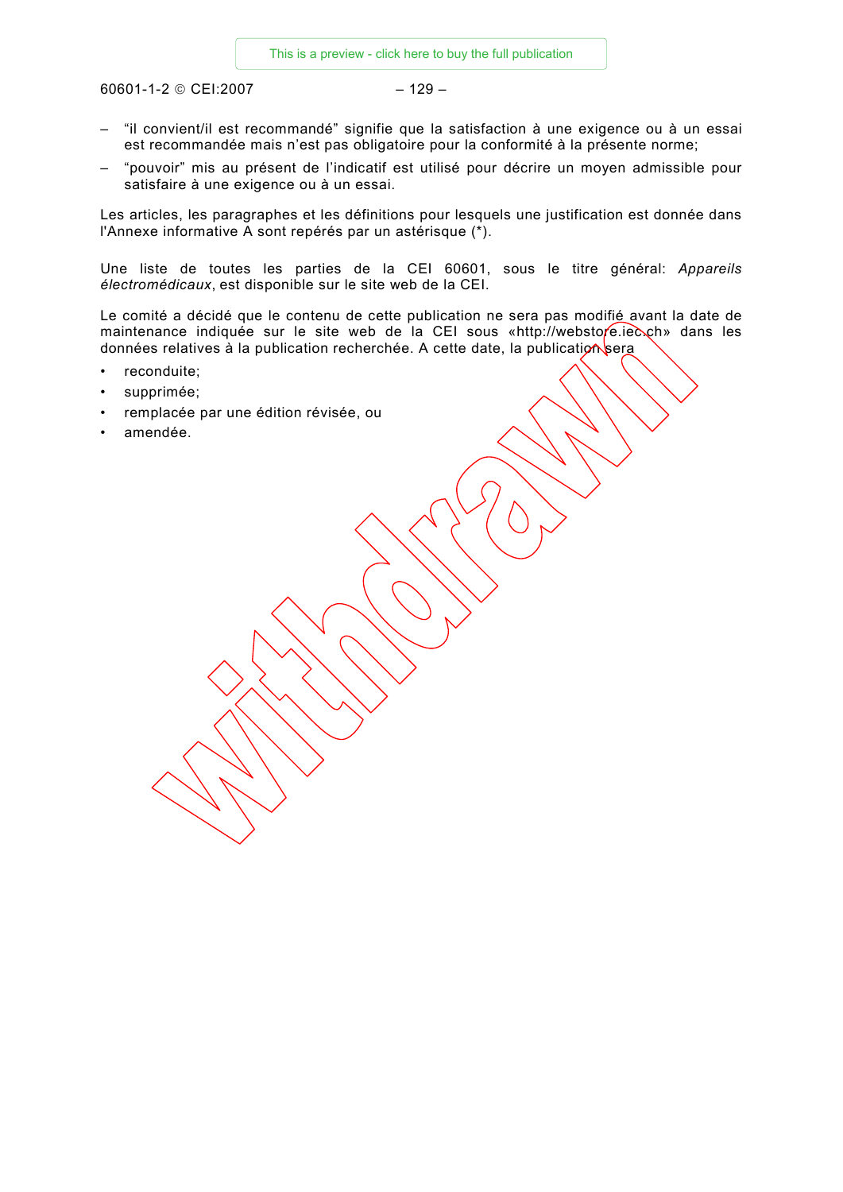– “il convient/il est recommandé” signifie que la satisfaction à une exigence ou à un essai est recommandée mais n’est pas obligatoire pour la conformité à la présente norme;
– “pouvoir” mis au présent de l’indicatif est utilisé pour décrire un moyen admissible pour satisfaire à une exigence ou à un essai.

Les articles, les paragraphes et les définitions pour lesquels une justification est donnée dans l'Annexe informative A sont repérés par un astérisque (*).

Une liste de toutes les parties de la CEI 60601, sous le titre général: *Appareils électromédicaux*, est disponible sur le site web de la CEI.

Le comité a décidé que le contenu de cette publication ne sera pas modifié avant la date de maintenance indiquée sur le site web de la CEI sous «http://webstore.iec.ch» dans les données relatives à la publication recherchée. A cette date, la publication sera

- reconduite;
- supprimée;
- remplacée par une édition révisée, ou
- amendée.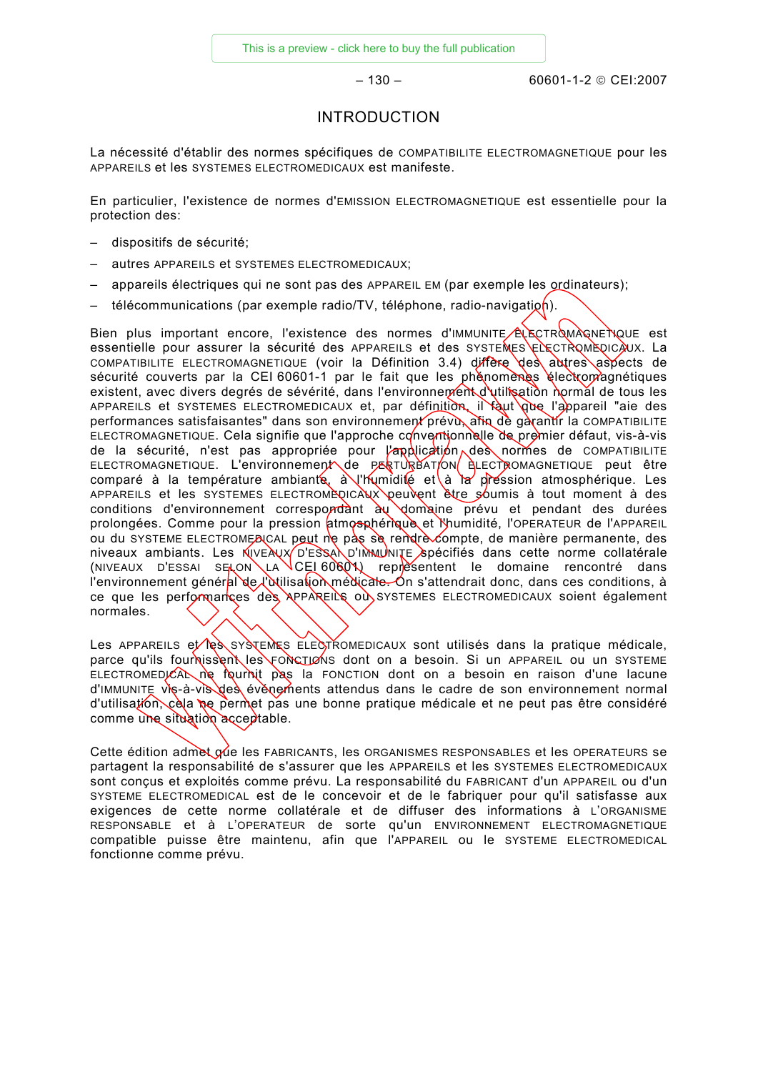# INTRODUCTION

La nécessité d'établir des normes spécifiques de COMPATIBILITE ELECTROMAGNETIQUE pour les APPAREILS et les SYSTEMES ELECTROMEDICAUX est manifeste.

En particulier, l'existence de normes d'EMISSION ELECTROMAGNETIQUE est essentielle pour la protection des:

- dispositifs de sécurité;
- autres APPAREILS et SYSTEMES ELECTROMEDICAUX;
- appareils électriques qui ne sont pas des APPAREIL EM (par exemple les ordinateurs);
- télécommunications (par exemple radio/TV, téléphone, radio-navigation).

Bien plus important encore, l'existence des normes d'IMMUNITE ELECTROMAGNETIQUE est essentielle pour assurer la sécurité des APPAREILS et des SYSTEMES ELECTROMEDICAUX. La COMPATIBILITE ELECTROMAGNETIQUE (voir la Définition 3.4) diffère des autres aspects de sécurité couverts par la CEI 60601-1 par le fait que les phénomènes électromagnétiques existent, avec divers degrés de sévérité, dans l'environnement d'utilisation normal de tous les APPAREILS et SYSTEMES ELECTROMEDICAUX et, par définition, il faut que l'appareil "aie des performances satisfaisantes" dans son environnement prévu, afin de garantir la COMPATIBILITE ELECTROMAGNETIQUE. Cela signifie que l'approche conventionnelle de premier défaut, vis-à-vis de la sécurité, n'est pas appropriée pour l'application des normes de COMPATIBILITE ELECTROMAGNETIQUE. L'environnement de PERTURBATION ELECTROMAGNETIQUE peut être comparé à la température ambiante, à l'humidité et à la pression atmosphérique. Les APPAREILS et les SYSTEMES ELECTROMEDICAUX peuvent être soumis à tout moment à des conditions d'environnement correspondant au domaine prévu et pendant des durées prolongées. Comme pour la pression atmosphérique et l'humidité, l'OPERATEUR de l'APPAREIL ou du SYSTEME ELECTROMEDICAL peut ne pas se rendre compte, de manière permanente, des niveaux ambiants. Les NIVEAUX D'ESSAI D'IMMUNITE spécifiés dans cette norme collatérale (NIVEAUX D'ESSAI SELON LA CEI 60601) représentent le domaine rencontré dans l'environnement général de l'utilisation médicale. On s'attendrait donc, dans ces conditions, à ce que les performances des APPAREILS ou SYSTEMES ELECTROMEDICAUX soient également normales.

Les APPAREILS et les SYSTEMES ELECTROMEDICAUX sont utilisés dans la pratique médicale, parce qu'ils fournissent les FONCTIONS dont on a besoin. Si un APPAREIL ou un SYSTEME ELECTROMEDICAL ne fournit pas la FONCTION dont on a besoin en raison d'une lacune d'IMMUNITE vis-à-vis des événements attendus dans le cadre de son environnement normal d'utilisation, cela ne permet pas une bonne pratique médicale et ne peut pas être considéré comme une situation acceptable.

Cette édition admet que les FABRICANTS, les ORGANISMES RESPONSABLES et les OPERATEURS se partagent la responsabilité de s'assurer que les APPAREILS et les SYSTEMES ELECTROMEDICAUX sont conçus et exploités comme prévu. La responsabilité du FABRICANT d'un APPAREIL ou d'un SYSTEME ELECTROMEDICAL est de le concevoir et de le fabriquer pour qu'il satisfasse aux exigences de cette norme collatérale et de diffuser des informations à L'ORGANISME RESPONSABLE et à L'OPERATEUR de sorte qu'un ENVIRONNEMENT ELECTROMAGNETIQUE compatible puisse être maintenu, afin que l'APPAREIL ou le SYSTEME ELECTROMEDICAL fonctionne comme prévu.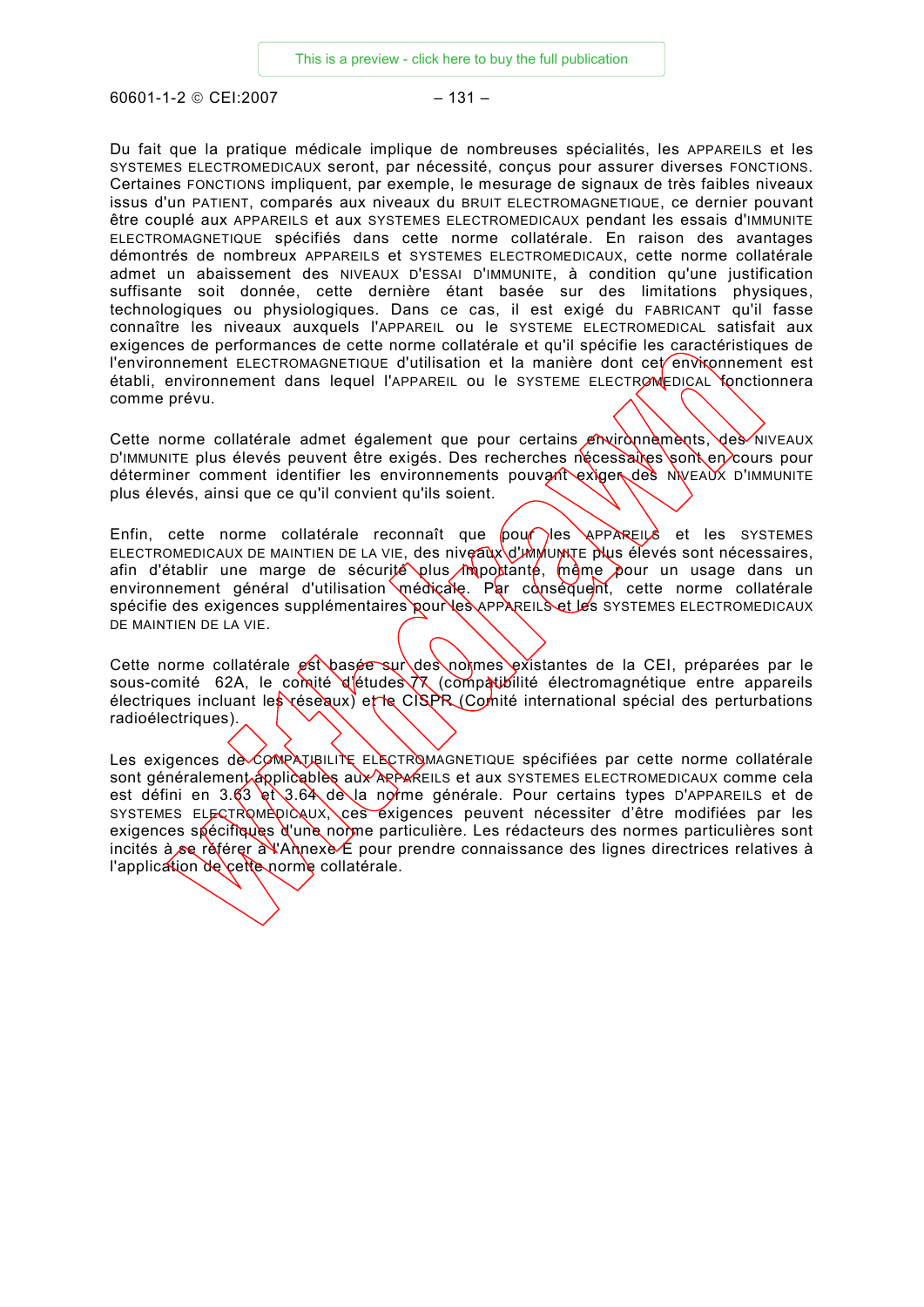Du fait que la pratique médicale implique de nombreuses spécialités, les APPAREILS et les SYSTEMES ELECTROMEDICAUX seront, par nécessité, conçus pour assurer diverses FONCTIONS. Certaines FONCTIONS impliquent, par exemple, le mesurage de signaux de très faibles niveaux issus d'un PATIENT, comparés aux niveaux du BRUIT ELECTROMAGNETIQUE, ce dernier pouvant être couplé aux APPAREILS et aux SYSTEMES ELECTROMEDICAUX pendant les essais d'IMMUNITE ELECTROMAGNETIQUE spécifiés dans cette norme collatérale. En raison des avantages démontrés de nombreux APPAREILS et SYSTEMES ELECTROMEDICAUX, cette norme collatérale admet un abaissement des NIVEAUX D'ESSAI D'IMMUNITE, à condition qu'une justification suffisante soit donnée, cette dernière étant basée sur des limitations physiques, technologiques ou physiologiques. Dans ce cas, il est exigé du FABRICANT qu'il fasse connaître les niveaux auxquels l'APPAREIL ou le SYSTEME ELECTROMEDICAL satisfait aux exigences de performances de cette norme collatérale et qu'il spécifie les caractéristiques de l'environnement ELECTROMAGNETIQUE d'utilisation et la manière dont cet environnement est établi, environnement dans lequel l'APPAREIL ou le SYSTEME ELECTROMEDICAL fonctionnera comme prévu.

Cette norme collatérale admet également que pour certains environnements, des NIVEAUX D'IMMUNITE plus élevés peuvent être exigés. Des recherches nécessaires sont en cours pour déterminer comment identifier les environnements pouvant exiger des NIVEAUX D'IMMUNITE plus élevés, ainsi que ce qu'il convient qu'ils soient.

Enfin, cette norme collatérale reconnaît que pour les APPAREILS et les SYSTEMES ELECTROMEDICAUX DE MAINTIEN DE LA VIE, des niveaux d'IMMUNITE plus élevés sont nécessaires, afin d'établir une marge de sécurité plus importante, même pour un usage dans un environnement général d'utilisation médicale. Par conséquent, cette norme collatérale spécifie des exigences supplémentaires pour les APPAREILS et les SYSTEMES ELECTROMEDICAUX DE MAINTIEN DE LA VIE.

Cette norme collatérale est basée sur des normes existantes de la CEI, préparées par le sous-comité 62A, le comité d'études 77 (compatibilité électromagnétique entre appareils électriques incluant les réseaux) et le CISPR (Comité international spécial des perturbations radioélectriques).

Les exigences de COMPATIBILITE ELECTROMAGNETIQUE spécifiées par cette norme collatérale sont généralement applicables aux APPAREILS et aux SYSTEMES ELECTROMEDICAUX comme cela est défini en 3.63 et 3.64 de la norme générale. Pour certains types D'APPAREILS et de SYSTEMES ELECTROMEDICAUX, ces exigences peuvent nécessiter d'être modifiées par les exigences spécifiques d'une norme particulière. Les rédacteurs des normes particulières sont incités à se référer à l'Annexe E pour prendre connaissance des lignes directrices relatives à l'application de cette norme collatérale.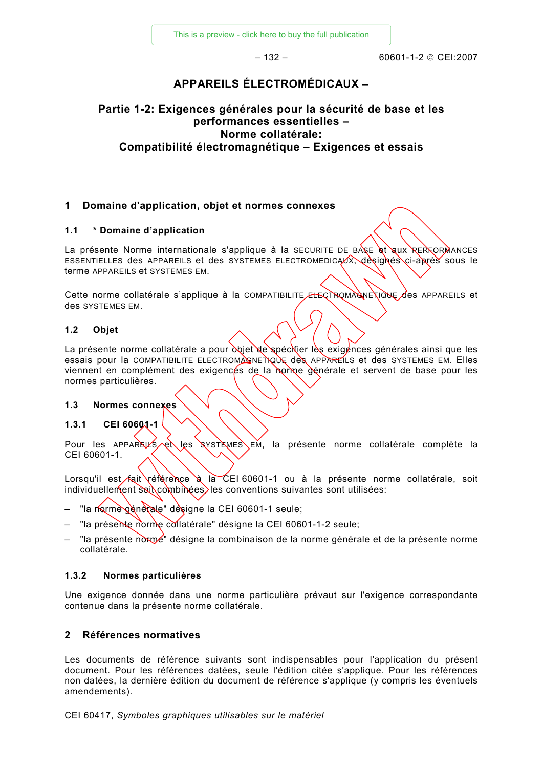# APPAREILS ÉLECTROMÉDICAUX –

## Partie 1-2: Exigences générales pour la sécurité de base et les performances essentielles – Norme collatérale: Compatibilité électromagnétique – Exigences et essais

## 1 Domaine d'application, objet et normes connexes

### 1.1 * Domaine d'application

La présente Norme internationale s'applique à la SECURITE DE BASE et aux PERFORMANCES ESSENTIELLES des APPAREILS et des SYSTEMES ELECTROMEDICAUX, désignés ci-après sous le terme APPAREILS et SYSTEMES EM.

Cette norme collatérale s'applique à la COMPATIBILITE ELECTROMAGNETIQUE des APPAREILS et des SYSTEMES EM.

### 1.2 Objet

La présente norme collatérale a pour objet de spécifier les exigences générales ainsi que les essais pour la COMPATIBILITE ELECTROMAGNETIQUE des APPAREILS et des SYSTEMES EM. Elles viennent en complément des exigences de la norme générale et servent de base pour les normes particulières.

### 1.3 Normes connexes

#### 1.3.1 CEI 60601-1

Pour les APPAREILS et les SYSTEMES EM, la présente norme collatérale complète la CEI 60601-1.

Lorsqu'il est fait référence à la CEI 60601-1 ou à la présente norme collatérale, soit individuellement soit combinées, les conventions suivantes sont utilisées:

– "la norme générale" désigne la CEI 60601-1 seule;

– "la présente norme collatérale" désigne la CEI 60601-1-2 seule;

– "la présente norme" désigne la combinaison de la norme générale et de la présente norme collatérale.

#### 1.3.2 Normes particulières

Une exigence donnée dans une norme particulière prévaut sur l'exigence correspondante contenue dans la présente norme collatérale.

## 2 Références normatives

Les documents de référence suivants sont indispensables pour l'application du présent document. Pour les références datées, seule l'édition citée s'applique. Pour les références non datées, la dernière édition du document de référence s'applique (y compris les éventuels amendements).

CEI 60417, *Symboles graphiques utilisables sur le matériel*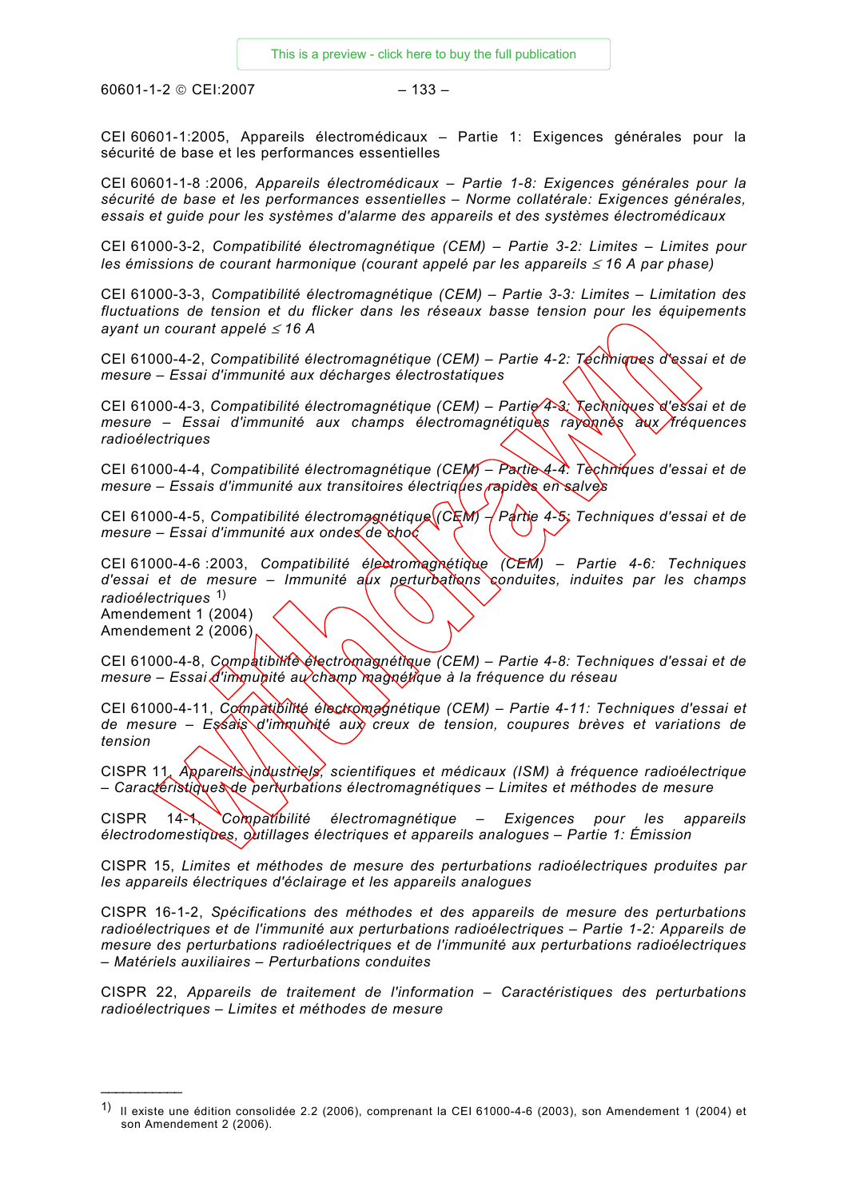CEI 60601-1:2005, Appareils électromédicaux – Partie 1: Exigences générales pour la sécurité de base et les performances essentielles

CEI 60601-1-8 :2006, *Appareils électromédicaux – Partie 1-8: Exigences générales pour la sécurité de base et les performances essentielles – Norme collatérale: Exigences générales, essais et guide pour les systèmes d'alarme des appareils et des systèmes électromédicaux*

CEI 61000-3-2, *Compatibilité électromagnétique (CEM) – Partie 3-2: Limites – Limites pour les émissions de courant harmonique (courant appelé par les appareils ≤ 16 A par phase)*

CEI 61000-3-3, *Compatibilité électromagnétique (CEM) – Partie 3-3: Limites – Limitation des fluctuations de tension et du flicker dans les réseaux basse tension pour les équipements ayant un courant appelé ≤ 16 A*

CEI 61000-4-2, *Compatibilité électromagnétique (CEM) – Partie 4-2: Techniques d'essai et de mesure – Essai d'immunité aux décharges électrostatiques*

CEI 61000-4-3, *Compatibilité électromagnétique (CEM) – Partie 4-3: Techniques d'essai et de mesure – Essai d'immunité aux champs électromagnétiques rayonnés aux fréquences radioélectriques*

CEI 61000-4-4, *Compatibilité électromagnétique (CEM) – Partie 4-4: Techniques d'essai et de mesure – Essais d'immunité aux transitoires électriques rapides en salves*

CEI 61000-4-5, *Compatibilité électromagnétique (CEM) – Partie 4-5: Techniques d'essai et de mesure – Essai d'immunité aux ondes de choc*

CEI 61000-4-6 :2003, *Compatibilité électromagnétique (CEM) – Partie 4-6: Techniques d'essai et de mesure – Immunité aux perturbations conduites, induites par les champs radioélectriques* [1)]
Amendement 1 (2004)
Amendement 2 (2006)

CEI 61000-4-8, *Compatibilité électromagnétique (CEM) – Partie 4-8: Techniques d'essai et de mesure – Essai d'immunité au champ magnétique à la fréquence du réseau*

CEI 61000-4-11, *Compatibilité électromagnétique (CEM) – Partie 4-11: Techniques d'essai et de mesure – Essais d'immunité aux creux de tension, coupures brèves et variations de tension*

CISPR 11, *Appareils industriels, scientifiques et médicaux (ISM) à fréquence radioélectrique – Caractéristiques de perturbations électromagnétiques – Limites et méthodes de mesure*

CISPR 14-1, *Compatibilité électromagnétique – Exigences pour les appareils électrodomestiques, outillages électriques et appareils analogues – Partie 1: Émission*

CISPR 15, *Limites et méthodes de mesure des perturbations radioélectriques produites par les appareils électriques d'éclairage et les appareils analogues*

CISPR 16-1-2, *Spécifications des méthodes et des appareils de mesure des perturbations radioélectriques et de l'immunité aux perturbations radioélectriques – Partie 1-2: Appareils de mesure des perturbations radioélectriques et de l'immunité aux perturbations radioélectriques – Matériels auxiliaires – Perturbations conduites*

CISPR 22, *Appareils de traitement de l'information – Caractéristiques des perturbations radioélectriques – Limites et méthodes de mesure*

---

[1)] Il existe une édition consolidée 2.2 (2006), comprenant la CEI 61000-4-6 (2003), son Amendement 1 (2004) et son Amendement 2 (2006).